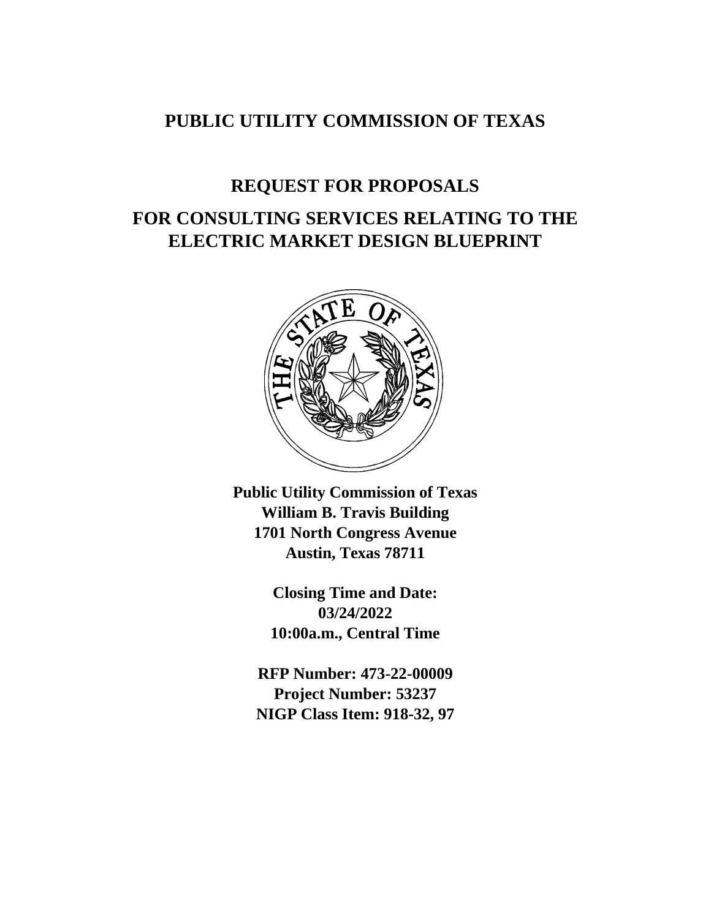# PUBLIC UTILITY COMMISSION OF TEXAS

## REQUEST FOR PROPOSALS

## FOR CONSULTING SERVICES RELATING TO THE ELECTRIC MARKET DESIGN BLUEPRINT

**Public Utility Commission of Texas**
**William B. Travis Building**
**1701 North Congress Avenue**
**Austin, Texas 78711**

**Closing Time and Date:**
**03/24/2022**
**10:00a.m., Central Time**

**RFP Number: 473-22-00009**
**Project Number: 53237**
**NIGP Class Item: 918-32, 97**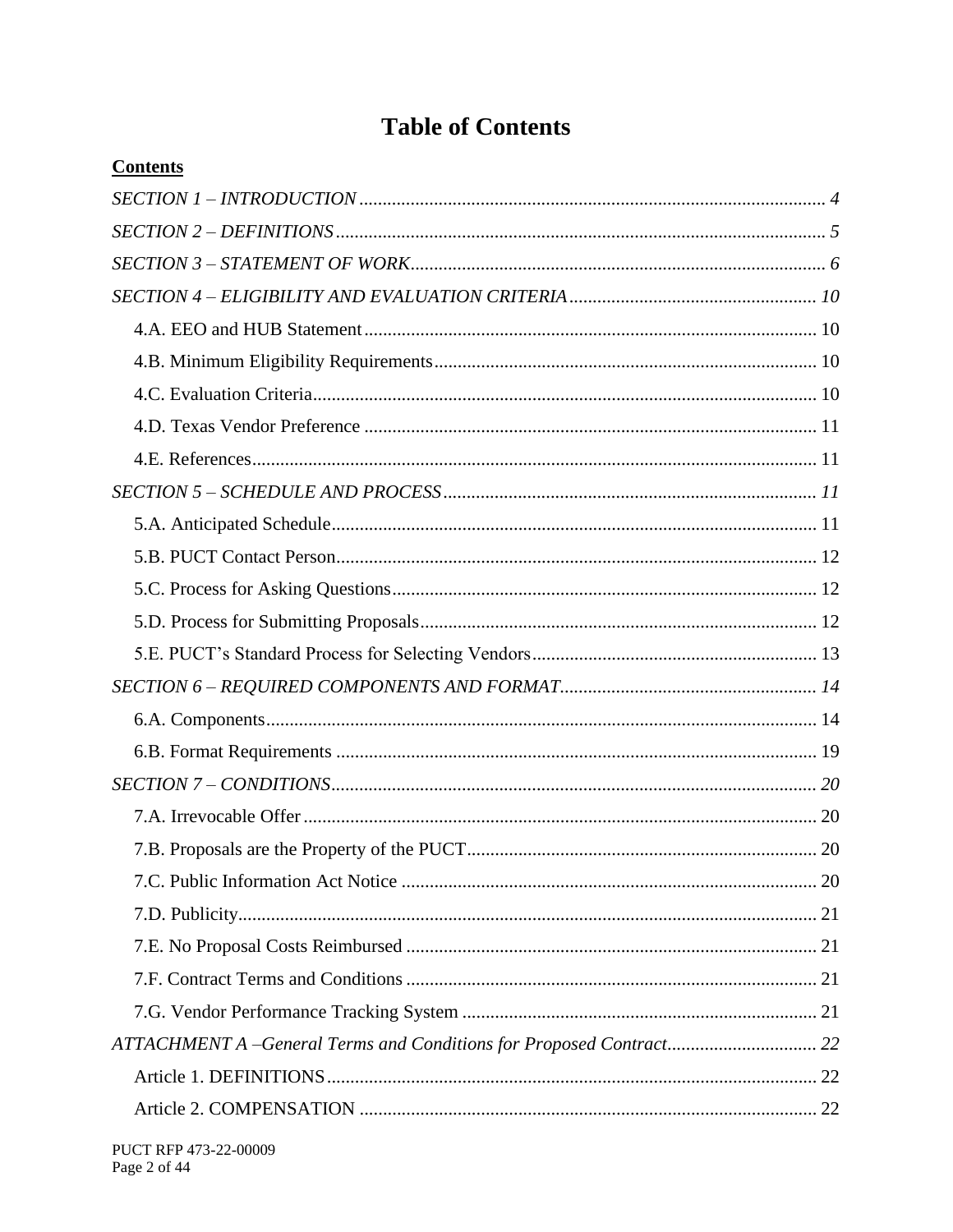# Table of Contents

**Contents**

*SECTION 1 – INTRODUCTION* ........ *4*

*SECTION 2 – DEFINITIONS* ........ *5*

*SECTION 3 – STATEMENT OF WORK* ........ *6*

*SECTION 4 – ELIGIBILITY AND EVALUATION CRITERIA* ........ *10*

- 4.A. EEO and HUB Statement ........ 10
- 4.B. Minimum Eligibility Requirements ........ 10
- 4.C. Evaluation Criteria ........ 10
- 4.D. Texas Vendor Preference ........ 11
- 4.E. References ........ 11

*SECTION 5 – SCHEDULE AND PROCESS* ........ *11*

- 5.A. Anticipated Schedule ........ 11
- 5.B. PUCT Contact Person ........ 12
- 5.C. Process for Asking Questions ........ 12
- 5.D. Process for Submitting Proposals ........ 12
- 5.E. PUCT's Standard Process for Selecting Vendors ........ 13

*SECTION 6 – REQUIRED COMPONENTS AND FORMAT* ........ *14*

- 6.A. Components ........ 14
- 6.B. Format Requirements ........ 19

*SECTION 7 – CONDITIONS* ........ *20*

- 7.A. Irrevocable Offer ........ 20
- 7.B. Proposals are the Property of the PUCT ........ 20
- 7.C. Public Information Act Notice ........ 20
- 7.D. Publicity ........ 21
- 7.E. No Proposal Costs Reimbursed ........ 21
- 7.F. Contract Terms and Conditions ........ 21
- 7.G. Vendor Performance Tracking System ........ 21

*ATTACHMENT A –General Terms and Conditions for Proposed Contract* ........ *22*

- Article 1. DEFINITIONS ........ 22
- Article 2. COMPENSATION ........ 22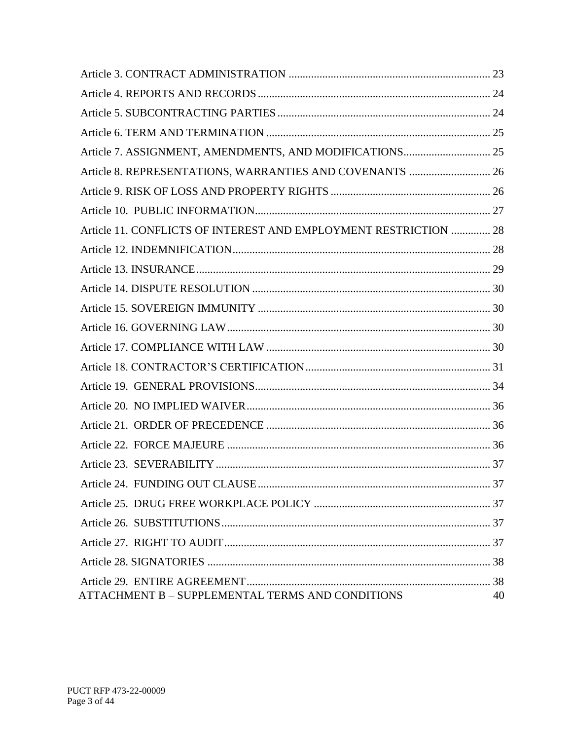Article 3. CONTRACT ADMINISTRATION ........................................................................ 23

Article 4. REPORTS AND RECORDS ................................................................................... 24

Article 5. SUBCONTRACTING PARTIES ............................................................................ 24

Article 6. TERM AND TERMINATION ................................................................................ 25

Article 7. ASSIGNMENT, AMENDMENTS, AND MODIFICATIONS............................... 25

Article 8. REPRESENTATIONS, WARRANTIES AND COVENANTS ............................. 26

Article 9. RISK OF LOSS AND PROPERTY RIGHTS ......................................................... 26

Article 10. PUBLIC INFORMATION.................................................................................... 27

Article 11. CONFLICTS OF INTEREST AND EMPLOYMENT RESTRICTION .............. 28

Article 12. INDEMNIFICATION............................................................................................ 28

Article 13. INSURANCE......................................................................................................... 29

Article 14. DISPUTE RESOLUTION ..................................................................................... 30

Article 15. SOVEREIGN IMMUNITY ................................................................................... 30

Article 16. GOVERNING LAW.............................................................................................. 30

Article 17. COMPLIANCE WITH LAW ................................................................................ 30

Article 18. CONTRACTOR'S CERTIFICATION.................................................................. 31

Article 19. GENERAL PROVISIONS.................................................................................... 34

Article 20. NO IMPLIED WAIVER....................................................................................... 36

Article 21. ORDER OF PRECEDENCE ................................................................................ 36

Article 22. FORCE MAJEURE .............................................................................................. 36

Article 23. SEVERABILITY .................................................................................................. 37

Article 24. FUNDING OUT CLAUSE................................................................................... 37

Article 25. DRUG FREE WORKPLACE POLICY ............................................................... 37

Article 26. SUBSTITUTIONS................................................................................................ 37

Article 27. RIGHT TO AUDIT............................................................................................... 37

Article 28. SIGNATORIES ..................................................................................................... 38

Article 29. ENTIRE AGREEMENT....................................................................................... 38

ATTACHMENT B – SUPPLEMENTAL TERMS AND CONDITIONS 40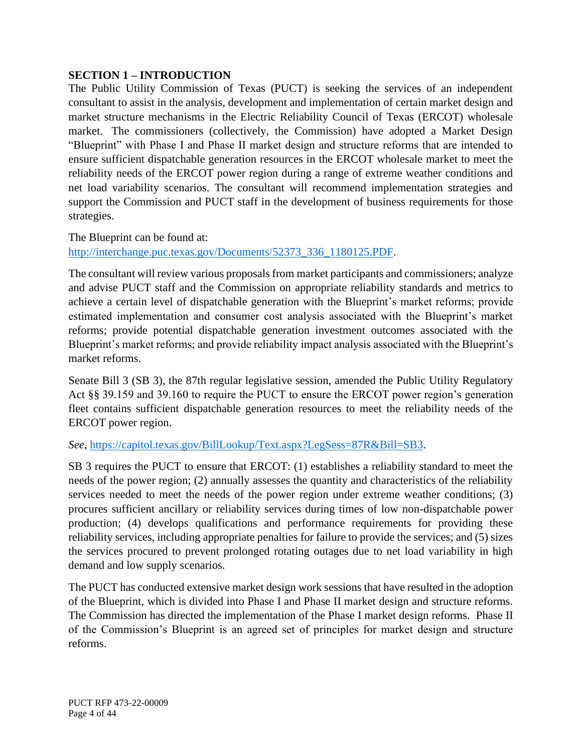## SECTION 1 – INTRODUCTION

The Public Utility Commission of Texas (PUCT) is seeking the services of an independent consultant to assist in the analysis, development and implementation of certain market design and market structure mechanisms in the Electric Reliability Council of Texas (ERCOT) wholesale market. The commissioners (collectively, the Commission) have adopted a Market Design "Blueprint" with Phase I and Phase II market design and structure reforms that are intended to ensure sufficient dispatchable generation resources in the ERCOT wholesale market to meet the reliability needs of the ERCOT power region during a range of extreme weather conditions and net load variability scenarios. The consultant will recommend implementation strategies and support the Commission and PUCT staff in the development of business requirements for those strategies.

The Blueprint can be found at: http://interchange.puc.texas.gov/Documents/52373_336_1180125.PDF.

The consultant will review various proposals from market participants and commissioners; analyze and advise PUCT staff and the Commission on appropriate reliability standards and metrics to achieve a certain level of dispatchable generation with the Blueprint's market reforms; provide estimated implementation and consumer cost analysis associated with the Blueprint's market reforms; provide potential dispatchable generation investment outcomes associated with the Blueprint's market reforms; and provide reliability impact analysis associated with the Blueprint's market reforms.

Senate Bill 3 (SB 3), the 87th regular legislative session, amended the Public Utility Regulatory Act §§ 39.159 and 39.160 to require the PUCT to ensure the ERCOT power region's generation fleet contains sufficient dispatchable generation resources to meet the reliability needs of the ERCOT power region.

*See*, https://capitol.texas.gov/BillLookup/Text.aspx?LegSess=87R&Bill=SB3.

SB 3 requires the PUCT to ensure that ERCOT: (1) establishes a reliability standard to meet the needs of the power region; (2) annually assesses the quantity and characteristics of the reliability services needed to meet the needs of the power region under extreme weather conditions; (3) procures sufficient ancillary or reliability services during times of low non-dispatchable power production; (4) develops qualifications and performance requirements for providing these reliability services, including appropriate penalties for failure to provide the services; and (5) sizes the services procured to prevent prolonged rotating outages due to net load variability in high demand and low supply scenarios.

The PUCT has conducted extensive market design work sessions that have resulted in the adoption of the Blueprint, which is divided into Phase I and Phase II market design and structure reforms. The Commission has directed the implementation of the Phase I market design reforms. Phase II of the Commission's Blueprint is an agreed set of principles for market design and structure reforms.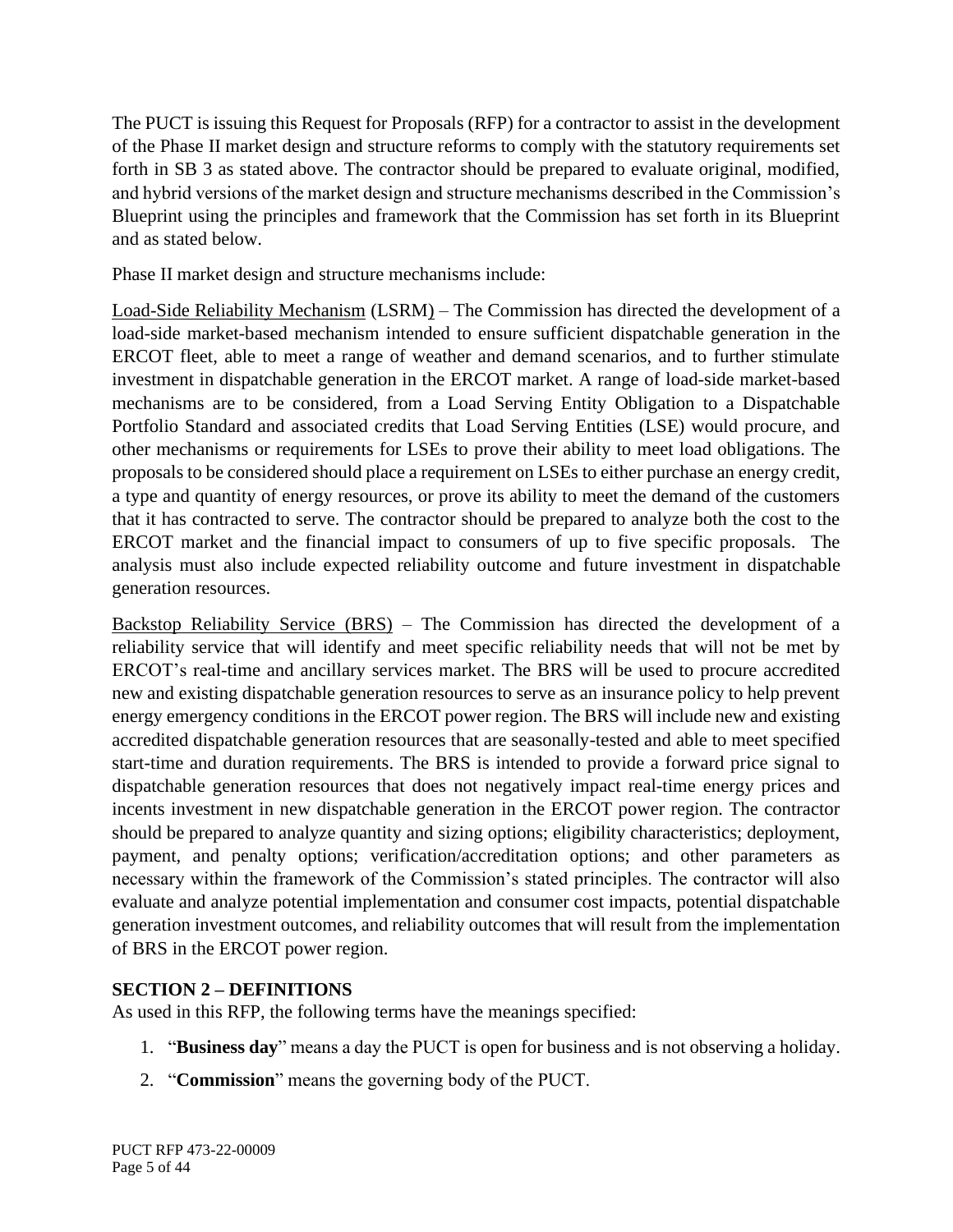The PUCT is issuing this Request for Proposals (RFP) for a contractor to assist in the development of the Phase II market design and structure reforms to comply with the statutory requirements set forth in SB 3 as stated above. The contractor should be prepared to evaluate original, modified, and hybrid versions of the market design and structure mechanisms described in the Commission's Blueprint using the principles and framework that the Commission has set forth in its Blueprint and as stated below.

Phase II market design and structure mechanisms include:

<u>Load-Side Reliability Mechanism</u> (LSRM) – The Commission has directed the development of a load-side market-based mechanism intended to ensure sufficient dispatchable generation in the ERCOT fleet, able to meet a range of weather and demand scenarios, and to further stimulate investment in dispatchable generation in the ERCOT market. A range of load-side market-based mechanisms are to be considered, from a Load Serving Entity Obligation to a Dispatchable Portfolio Standard and associated credits that Load Serving Entities (LSE) would procure, and other mechanisms or requirements for LSEs to prove their ability to meet load obligations. The proposals to be considered should place a requirement on LSEs to either purchase an energy credit, a type and quantity of energy resources, or prove its ability to meet the demand of the customers that it has contracted to serve. The contractor should be prepared to analyze both the cost to the ERCOT market and the financial impact to consumers of up to five specific proposals. The analysis must also include expected reliability outcome and future investment in dispatchable generation resources.

<u>Backstop Reliability Service (BRS)</u> – The Commission has directed the development of a reliability service that will identify and meet specific reliability needs that will not be met by ERCOT's real-time and ancillary services market. The BRS will be used to procure accredited new and existing dispatchable generation resources to serve as an insurance policy to help prevent energy emergency conditions in the ERCOT power region. The BRS will include new and existing accredited dispatchable generation resources that are seasonally-tested and able to meet specified start-time and duration requirements. The BRS is intended to provide a forward price signal to dispatchable generation resources that does not negatively impact real-time energy prices and incents investment in new dispatchable generation in the ERCOT power region. The contractor should be prepared to analyze quantity and sizing options; eligibility characteristics; deployment, payment, and penalty options; verification/accreditation options; and other parameters as necessary within the framework of the Commission's stated principles. The contractor will also evaluate and analyze potential implementation and consumer cost impacts, potential dispatchable generation investment outcomes, and reliability outcomes that will result from the implementation of BRS in the ERCOT power region.

## SECTION 2 – DEFINITIONS

As used in this RFP, the following terms have the meanings specified:

1. "**Business day**" means a day the PUCT is open for business and is not observing a holiday.
2. "**Commission**" means the governing body of the PUCT.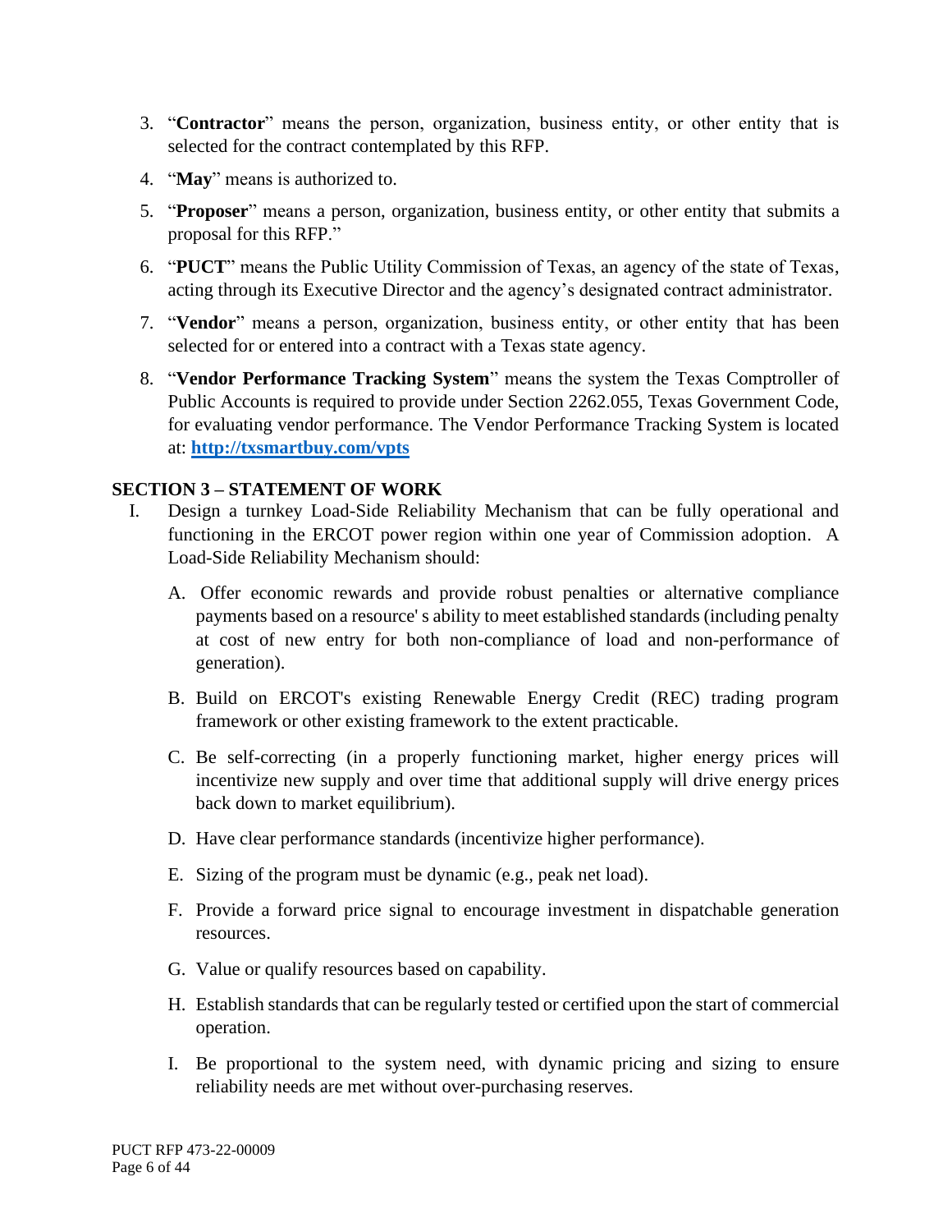3. "**Contractor**" means the person, organization, business entity, or other entity that is selected for the contract contemplated by this RFP.
4. "**May**" means is authorized to.
5. "**Proposer**" means a person, organization, business entity, or other entity that submits a proposal for this RFP."
6. "**PUCT**" means the Public Utility Commission of Texas, an agency of the state of Texas, acting through its Executive Director and the agency's designated contract administrator.
7. "**Vendor**" means a person, organization, business entity, or other entity that has been selected for or entered into a contract with a Texas state agency.
8. "**Vendor Performance Tracking System**" means the system the Texas Comptroller of Public Accounts is required to provide under Section 2262.055, Texas Government Code, for evaluating vendor performance. The Vendor Performance Tracking System is located at: **http://txsmartbuy.com/vpts**

## SECTION 3 – STATEMENT OF WORK

I. Design a turnkey Load-Side Reliability Mechanism that can be fully operational and functioning in the ERCOT power region within one year of Commission adoption. A Load-Side Reliability Mechanism should:

   A. Offer economic rewards and provide robust penalties or alternative compliance payments based on a resource' s ability to meet established standards (including penalty at cost of new entry for both non-compliance of load and non-performance of generation).

   B. Build on ERCOT's existing Renewable Energy Credit (REC) trading program framework or other existing framework to the extent practicable.

   C. Be self-correcting (in a properly functioning market, higher energy prices will incentivize new supply and over time that additional supply will drive energy prices back down to market equilibrium).

   D. Have clear performance standards (incentivize higher performance).

   E. Sizing of the program must be dynamic (e.g., peak net load).

   F. Provide a forward price signal to encourage investment in dispatchable generation resources.

   G. Value or qualify resources based on capability.

   H. Establish standards that can be regularly tested or certified upon the start of commercial operation.

   I. Be proportional to the system need, with dynamic pricing and sizing to ensure reliability needs are met without over-purchasing reserves.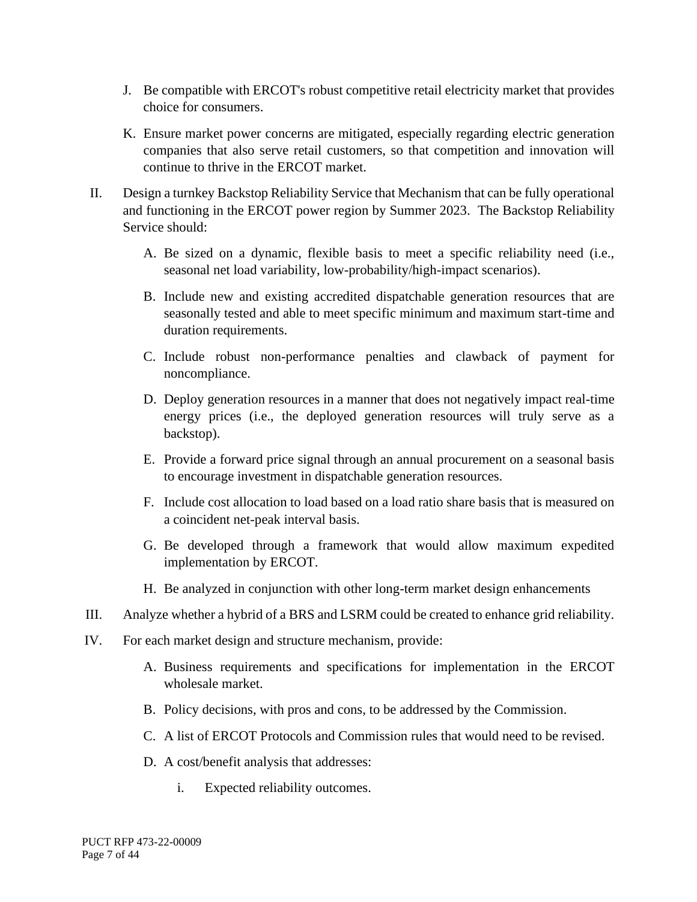J. Be compatible with ERCOT's robust competitive retail electricity market that provides choice for consumers.

K. Ensure market power concerns are mitigated, especially regarding electric generation companies that also serve retail customers, so that competition and innovation will continue to thrive in the ERCOT market.

II. Design a turnkey Backstop Reliability Service that Mechanism that can be fully operational and functioning in the ERCOT power region by Summer 2023. The Backstop Reliability Service should:

   A. Be sized on a dynamic, flexible basis to meet a specific reliability need (i.e., seasonal net load variability, low-probability/high-impact scenarios).

   B. Include new and existing accredited dispatchable generation resources that are seasonally tested and able to meet specific minimum and maximum start-time and duration requirements.

   C. Include robust non-performance penalties and clawback of payment for noncompliance.

   D. Deploy generation resources in a manner that does not negatively impact real-time energy prices (i.e., the deployed generation resources will truly serve as a backstop).

   E. Provide a forward price signal through an annual procurement on a seasonal basis to encourage investment in dispatchable generation resources.

   F. Include cost allocation to load based on a load ratio share basis that is measured on a coincident net-peak interval basis.

   G. Be developed through a framework that would allow maximum expedited implementation by ERCOT.

   H. Be analyzed in conjunction with other long-term market design enhancements

III. Analyze whether a hybrid of a BRS and LSRM could be created to enhance grid reliability.

IV. For each market design and structure mechanism, provide:

   A. Business requirements and specifications for implementation in the ERCOT wholesale market.

   B. Policy decisions, with pros and cons, to be addressed by the Commission.

   C. A list of ERCOT Protocols and Commission rules that would need to be revised.

   D. A cost/benefit analysis that addresses:

      i. Expected reliability outcomes.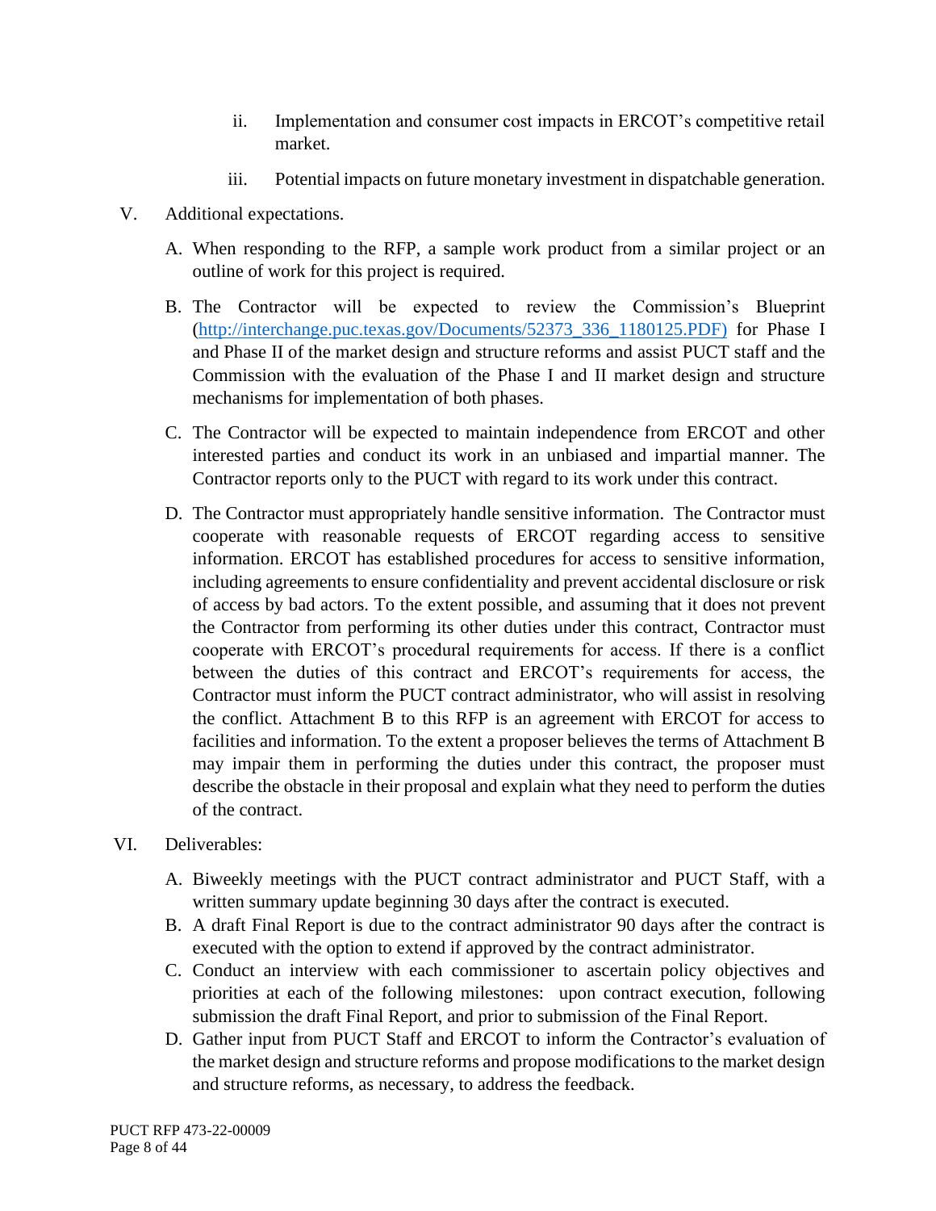ii. Implementation and consumer cost impacts in ERCOT's competitive retail market.

iii. Potential impacts on future monetary investment in dispatchable generation.

V. Additional expectations.

A. When responding to the RFP, a sample work product from a similar project or an outline of work for this project is required.

B. The Contractor will be expected to review the Commission's Blueprint (http://interchange.puc.texas.gov/Documents/52373_336_1180125.PDF) for Phase I and Phase II of the market design and structure reforms and assist PUCT staff and the Commission with the evaluation of the Phase I and II market design and structure mechanisms for implementation of both phases.

C. The Contractor will be expected to maintain independence from ERCOT and other interested parties and conduct its work in an unbiased and impartial manner. The Contractor reports only to the PUCT with regard to its work under this contract.

D. The Contractor must appropriately handle sensitive information. The Contractor must cooperate with reasonable requests of ERCOT regarding access to sensitive information. ERCOT has established procedures for access to sensitive information, including agreements to ensure confidentiality and prevent accidental disclosure or risk of access by bad actors. To the extent possible, and assuming that it does not prevent the Contractor from performing its other duties under this contract, Contractor must cooperate with ERCOT's procedural requirements for access. If there is a conflict between the duties of this contract and ERCOT's requirements for access, the Contractor must inform the PUCT contract administrator, who will assist in resolving the conflict. Attachment B to this RFP is an agreement with ERCOT for access to facilities and information. To the extent a proposer believes the terms of Attachment B may impair them in performing the duties under this contract, the proposer must describe the obstacle in their proposal and explain what they need to perform the duties of the contract.

VI. Deliverables:

A. Biweekly meetings with the PUCT contract administrator and PUCT Staff, with a written summary update beginning 30 days after the contract is executed.

B. A draft Final Report is due to the contract administrator 90 days after the contract is executed with the option to extend if approved by the contract administrator.

C. Conduct an interview with each commissioner to ascertain policy objectives and priorities at each of the following milestones: upon contract execution, following submission the draft Final Report, and prior to submission of the Final Report.

D. Gather input from PUCT Staff and ERCOT to inform the Contractor's evaluation of the market design and structure reforms and propose modifications to the market design and structure reforms, as necessary, to address the feedback.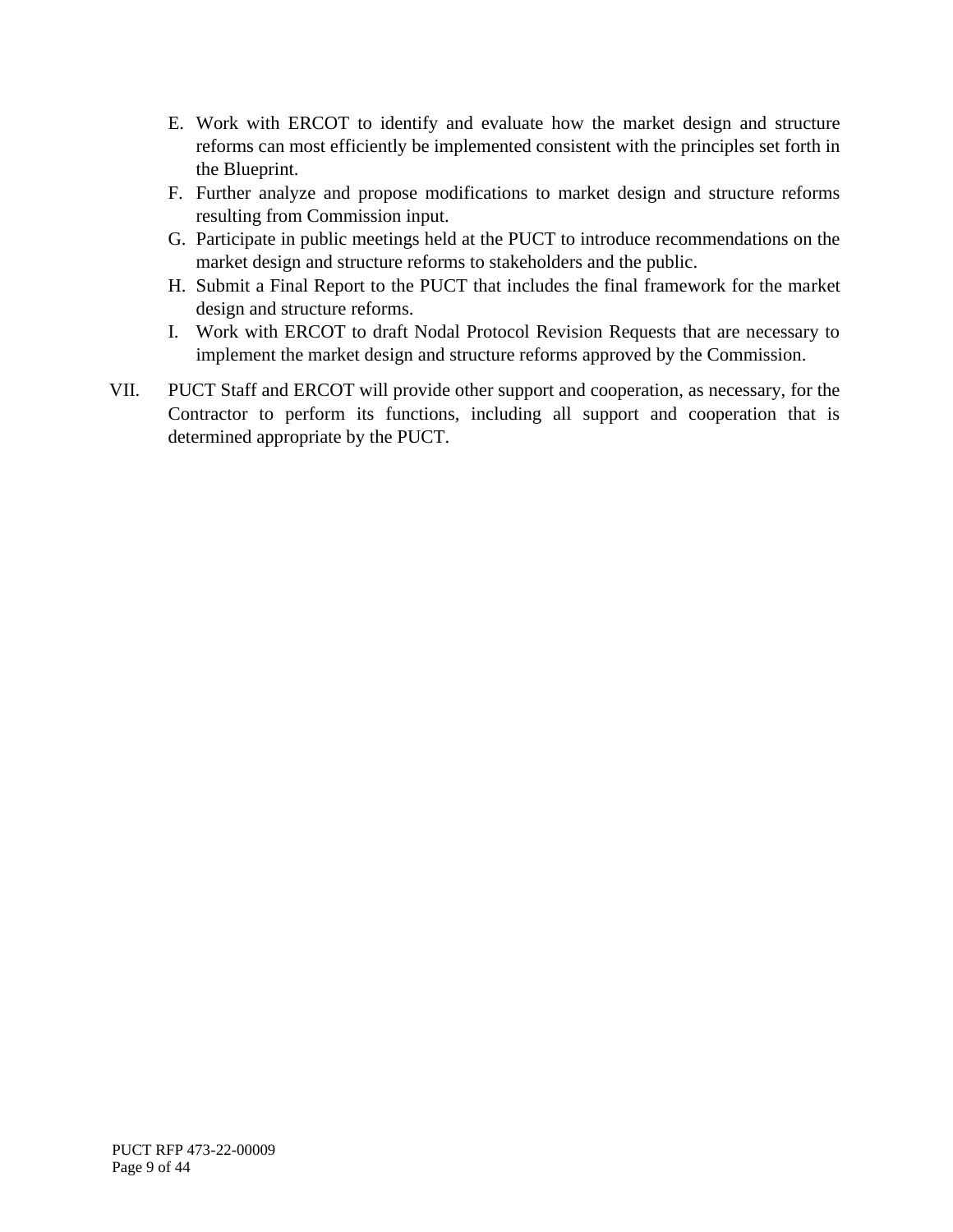E. Work with ERCOT to identify and evaluate how the market design and structure reforms can most efficiently be implemented consistent with the principles set forth in the Blueprint.

F. Further analyze and propose modifications to market design and structure reforms resulting from Commission input.

G. Participate in public meetings held at the PUCT to introduce recommendations on the market design and structure reforms to stakeholders and the public.

H. Submit a Final Report to the PUCT that includes the final framework for the market design and structure reforms.

I. Work with ERCOT to draft Nodal Protocol Revision Requests that are necessary to implement the market design and structure reforms approved by the Commission.

VII. PUCT Staff and ERCOT will provide other support and cooperation, as necessary, for the Contractor to perform its functions, including all support and cooperation that is determined appropriate by the PUCT.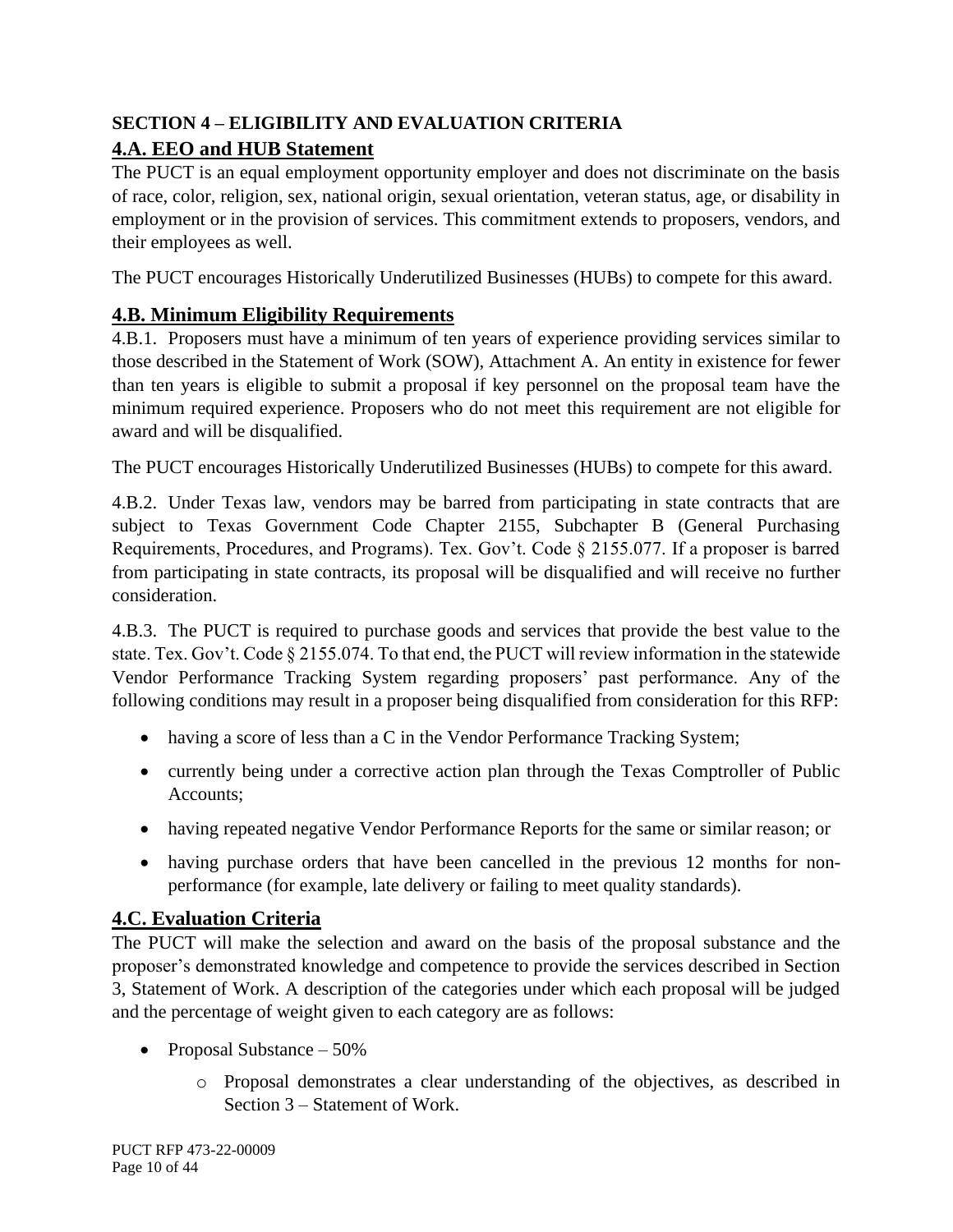## SECTION 4 – ELIGIBILITY AND EVALUATION CRITERIA

### 4.A. EEO and HUB Statement

The PUCT is an equal employment opportunity employer and does not discriminate on the basis of race, color, religion, sex, national origin, sexual orientation, veteran status, age, or disability in employment or in the provision of services. This commitment extends to proposers, vendors, and their employees as well.

The PUCT encourages Historically Underutilized Businesses (HUBs) to compete for this award.

### 4.B. Minimum Eligibility Requirements

4.B.1. Proposers must have a minimum of ten years of experience providing services similar to those described in the Statement of Work (SOW), Attachment A. An entity in existence for fewer than ten years is eligible to submit a proposal if key personnel on the proposal team have the minimum required experience. Proposers who do not meet this requirement are not eligible for award and will be disqualified.

The PUCT encourages Historically Underutilized Businesses (HUBs) to compete for this award.

4.B.2. Under Texas law, vendors may be barred from participating in state contracts that are subject to Texas Government Code Chapter 2155, Subchapter B (General Purchasing Requirements, Procedures, and Programs). Tex. Gov't. Code § 2155.077. If a proposer is barred from participating in state contracts, its proposal will be disqualified and will receive no further consideration.

4.B.3. The PUCT is required to purchase goods and services that provide the best value to the state. Tex. Gov't. Code § 2155.074. To that end, the PUCT will review information in the statewide Vendor Performance Tracking System regarding proposers' past performance. Any of the following conditions may result in a proposer being disqualified from consideration for this RFP:

- having a score of less than a C in the Vendor Performance Tracking System;
- currently being under a corrective action plan through the Texas Comptroller of Public Accounts;
- having repeated negative Vendor Performance Reports for the same or similar reason; or
- having purchase orders that have been cancelled in the previous 12 months for non-performance (for example, late delivery or failing to meet quality standards).

### 4.C. Evaluation Criteria

The PUCT will make the selection and award on the basis of the proposal substance and the proposer's demonstrated knowledge and competence to provide the services described in Section 3, Statement of Work. A description of the categories under which each proposal will be judged and the percentage of weight given to each category are as follows:

- Proposal Substance – 50%
  - Proposal demonstrates a clear understanding of the objectives, as described in Section 3 – Statement of Work.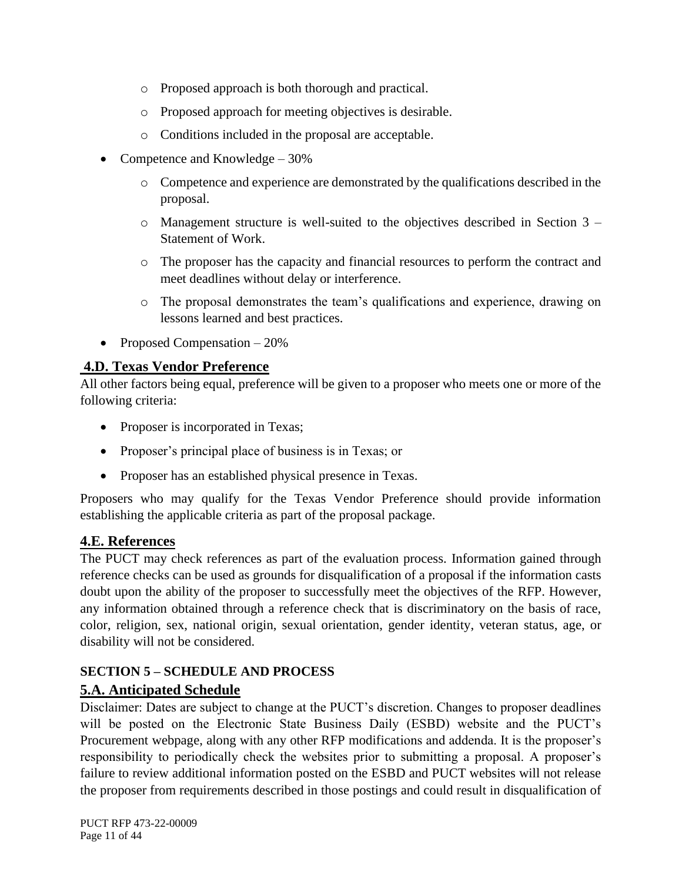- Proposed approach is both thorough and practical.
  - Proposed approach for meeting objectives is desirable.
  - Conditions included in the proposal are acceptable.
- Competence and Knowledge – 30%
  - Competence and experience are demonstrated by the qualifications described in the proposal.
  - Management structure is well-suited to the objectives described in Section 3 – Statement of Work.
  - The proposer has the capacity and financial resources to perform the contract and meet deadlines without delay or interference.
  - The proposal demonstrates the team's qualifications and experience, drawing on lessons learned and best practices.
- Proposed Compensation – 20%

## 4.D. Texas Vendor Preference

All other factors being equal, preference will be given to a proposer who meets one or more of the following criteria:

- Proposer is incorporated in Texas;
- Proposer's principal place of business is in Texas; or
- Proposer has an established physical presence in Texas.

Proposers who may qualify for the Texas Vendor Preference should provide information establishing the applicable criteria as part of the proposal package.

## 4.E. References

The PUCT may check references as part of the evaluation process. Information gained through reference checks can be used as grounds for disqualification of a proposal if the information casts doubt upon the ability of the proposer to successfully meet the objectives of the RFP. However, any information obtained through a reference check that is discriminatory on the basis of race, color, religion, sex, national origin, sexual orientation, gender identity, veteran status, age, or disability will not be considered.

# SECTION 5 – SCHEDULE AND PROCESS

## 5.A. Anticipated Schedule

Disclaimer: Dates are subject to change at the PUCT's discretion. Changes to proposer deadlines will be posted on the Electronic State Business Daily (ESBD) website and the PUCT's Procurement webpage, along with any other RFP modifications and addenda. It is the proposer's responsibility to periodically check the websites prior to submitting a proposal. A proposer's failure to review additional information posted on the ESBD and PUCT websites will not release the proposer from requirements described in those postings and could result in disqualification of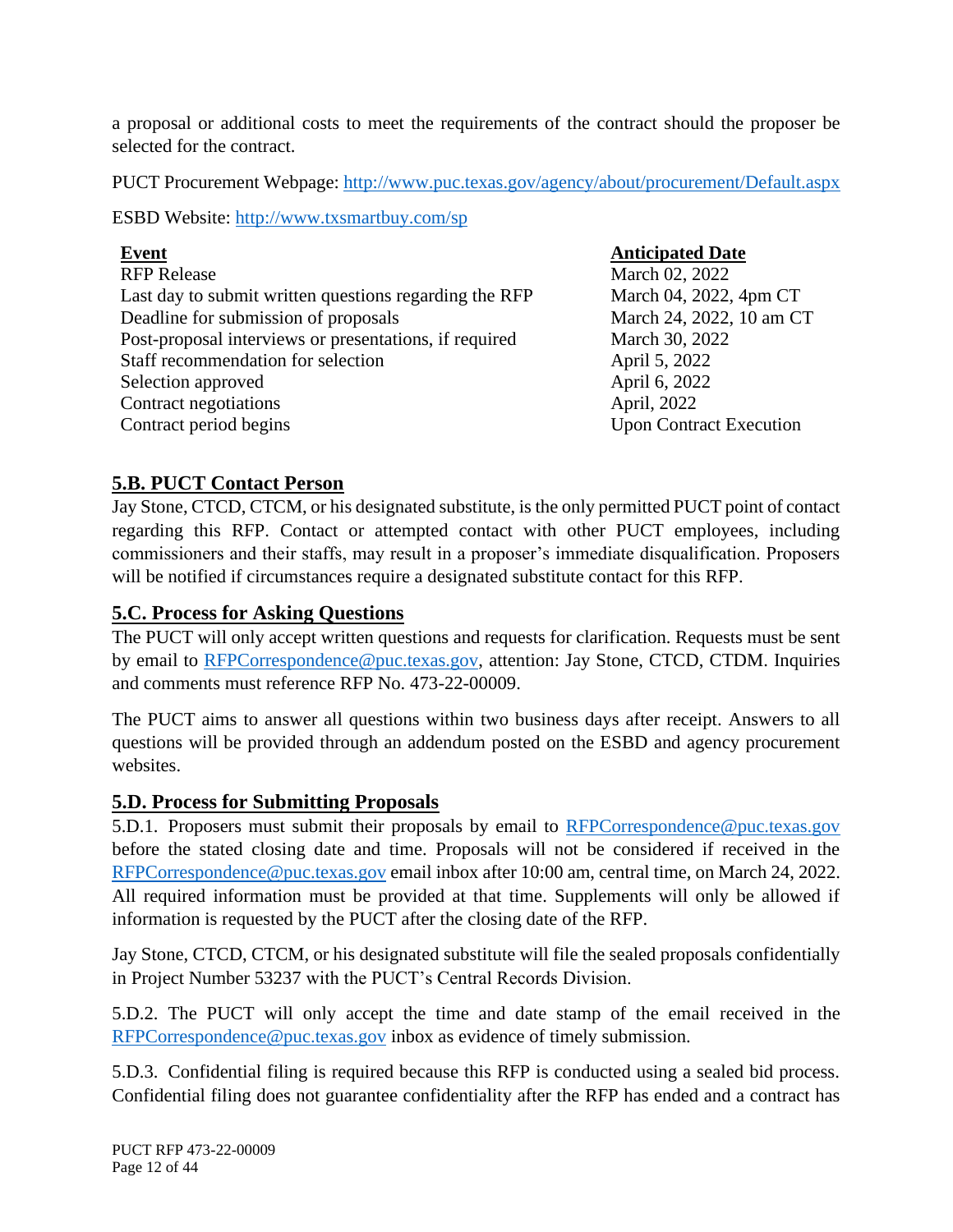a proposal or additional costs to meet the requirements of the contract should the proposer be selected for the contract.

PUCT Procurement Webpage: http://www.puc.texas.gov/agency/about/procurement/Default.aspx

ESBD Website: http://www.txsmartbuy.com/sp

| **Event** | **Anticipated Date** |
|---|---|
| RFP Release | March 02, 2022 |
| Last day to submit written questions regarding the RFP | March 04, 2022, 4pm CT |
| Deadline for submission of proposals | March 24, 2022, 10 am CT |
| Post-proposal interviews or presentations, if required | March 30, 2022 |
| Staff recommendation for selection | April 5, 2022 |
| Selection approved | April 6, 2022 |
| Contract negotiations | April, 2022 |
| Contract period begins | Upon Contract Execution |

## 5.B. PUCT Contact Person

Jay Stone, CTCD, CTCM, or his designated substitute, is the only permitted PUCT point of contact regarding this RFP. Contact or attempted contact with other PUCT employees, including commissioners and their staffs, may result in a proposer's immediate disqualification. Proposers will be notified if circumstances require a designated substitute contact for this RFP.

## 5.C. Process for Asking Questions

The PUCT will only accept written questions and requests for clarification. Requests must be sent by email to RFPCorrespondence@puc.texas.gov, attention: Jay Stone, CTCD, CTDM. Inquiries and comments must reference RFP No. 473-22-00009.

The PUCT aims to answer all questions within two business days after receipt. Answers to all questions will be provided through an addendum posted on the ESBD and agency procurement websites.

## 5.D. Process for Submitting Proposals

5.D.1. Proposers must submit their proposals by email to RFPCorrespondence@puc.texas.gov before the stated closing date and time. Proposals will not be considered if received in the RFPCorrespondence@puc.texas.gov email inbox after 10:00 am, central time, on March 24, 2022. All required information must be provided at that time. Supplements will only be allowed if information is requested by the PUCT after the closing date of the RFP.

Jay Stone, CTCD, CTCM, or his designated substitute will file the sealed proposals confidentially in Project Number 53237 with the PUCT's Central Records Division.

5.D.2. The PUCT will only accept the time and date stamp of the email received in the RFPCorrespondence@puc.texas.gov inbox as evidence of timely submission.

5.D.3. Confidential filing is required because this RFP is conducted using a sealed bid process. Confidential filing does not guarantee confidentiality after the RFP has ended and a contract has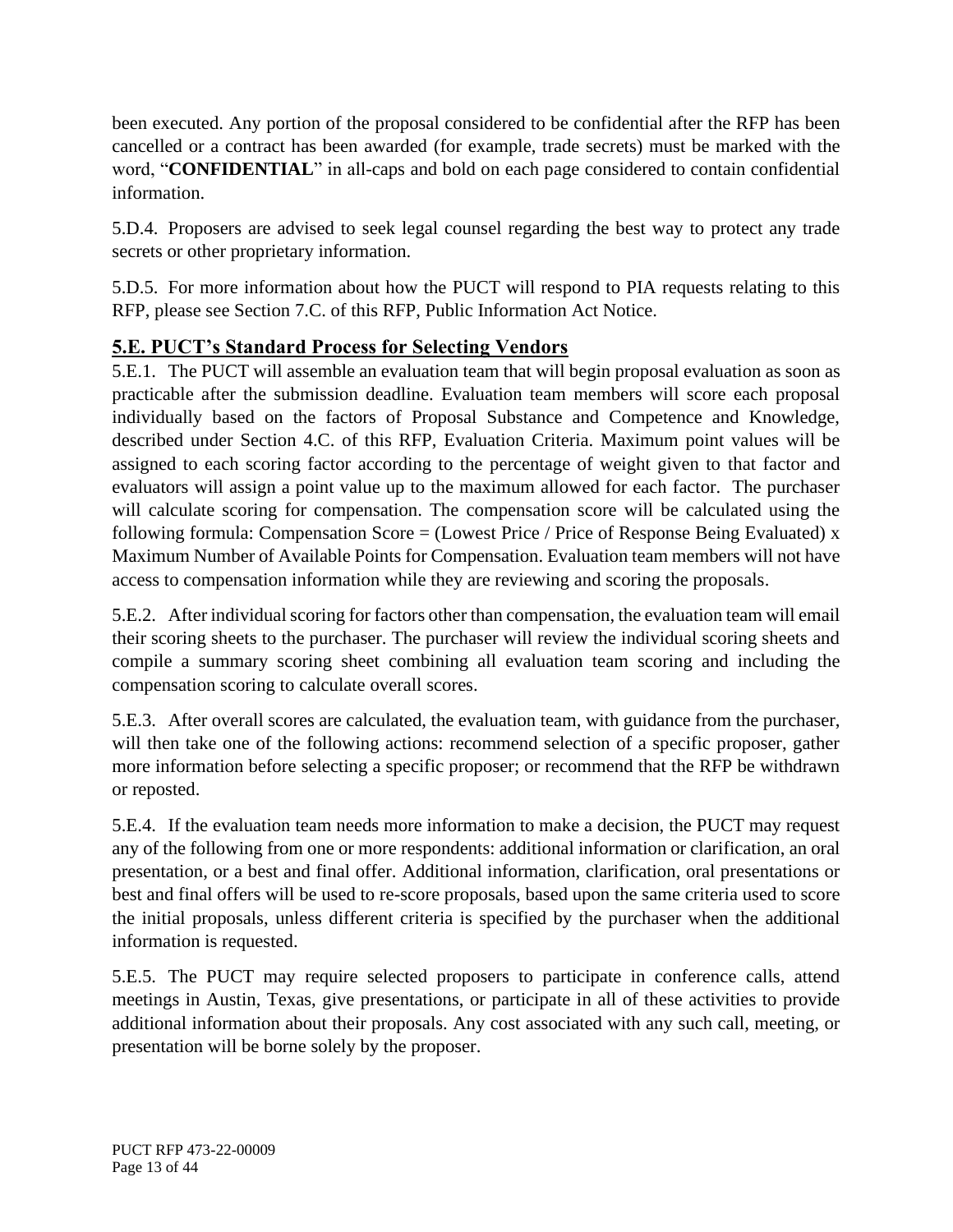been executed. Any portion of the proposal considered to be confidential after the RFP has been cancelled or a contract has been awarded (for example, trade secrets) must be marked with the word, "**CONFIDENTIAL**" in all-caps and bold on each page considered to contain confidential information.

5.D.4. Proposers are advised to seek legal counsel regarding the best way to protect any trade secrets or other proprietary information.

5.D.5. For more information about how the PUCT will respond to PIA requests relating to this RFP, please see Section 7.C. of this RFP, Public Information Act Notice.

## 5.E. PUCT's Standard Process for Selecting Vendors

5.E.1. The PUCT will assemble an evaluation team that will begin proposal evaluation as soon as practicable after the submission deadline. Evaluation team members will score each proposal individually based on the factors of Proposal Substance and Competence and Knowledge, described under Section 4.C. of this RFP, Evaluation Criteria. Maximum point values will be assigned to each scoring factor according to the percentage of weight given to that factor and evaluators will assign a point value up to the maximum allowed for each factor. The purchaser will calculate scoring for compensation. The compensation score will be calculated using the following formula: Compensation Score = (Lowest Price / Price of Response Being Evaluated) x Maximum Number of Available Points for Compensation. Evaluation team members will not have access to compensation information while they are reviewing and scoring the proposals.

5.E.2. After individual scoring for factors other than compensation, the evaluation team will email their scoring sheets to the purchaser. The purchaser will review the individual scoring sheets and compile a summary scoring sheet combining all evaluation team scoring and including the compensation scoring to calculate overall scores.

5.E.3. After overall scores are calculated, the evaluation team, with guidance from the purchaser, will then take one of the following actions: recommend selection of a specific proposer, gather more information before selecting a specific proposer; or recommend that the RFP be withdrawn or reposted.

5.E.4. If the evaluation team needs more information to make a decision, the PUCT may request any of the following from one or more respondents: additional information or clarification, an oral presentation, or a best and final offer. Additional information, clarification, oral presentations or best and final offers will be used to re-score proposals, based upon the same criteria used to score the initial proposals, unless different criteria is specified by the purchaser when the additional information is requested.

5.E.5. The PUCT may require selected proposers to participate in conference calls, attend meetings in Austin, Texas, give presentations, or participate in all of these activities to provide additional information about their proposals. Any cost associated with any such call, meeting, or presentation will be borne solely by the proposer.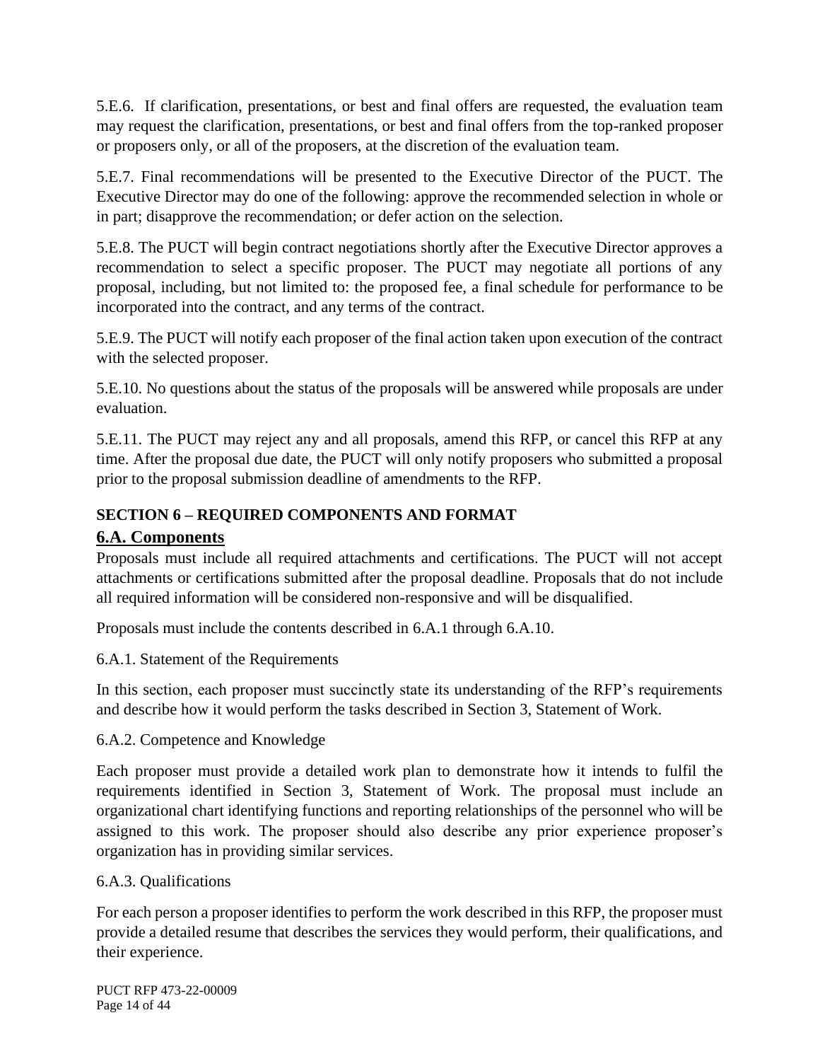5.E.6. If clarification, presentations, or best and final offers are requested, the evaluation team may request the clarification, presentations, or best and final offers from the top-ranked proposer or proposers only, or all of the proposers, at the discretion of the evaluation team.

5.E.7. Final recommendations will be presented to the Executive Director of the PUCT. The Executive Director may do one of the following: approve the recommended selection in whole or in part; disapprove the recommendation; or defer action on the selection.

5.E.8. The PUCT will begin contract negotiations shortly after the Executive Director approves a recommendation to select a specific proposer. The PUCT may negotiate all portions of any proposal, including, but not limited to: the proposed fee, a final schedule for performance to be incorporated into the contract, and any terms of the contract.

5.E.9. The PUCT will notify each proposer of the final action taken upon execution of the contract with the selected proposer.

5.E.10. No questions about the status of the proposals will be answered while proposals are under evaluation.

5.E.11. The PUCT may reject any and all proposals, amend this RFP, or cancel this RFP at any time. After the proposal due date, the PUCT will only notify proposers who submitted a proposal prior to the proposal submission deadline of amendments to the RFP.

## SECTION 6 – REQUIRED COMPONENTS AND FORMAT

### 6.A. Components

Proposals must include all required attachments and certifications. The PUCT will not accept attachments or certifications submitted after the proposal deadline. Proposals that do not include all required information will be considered non-responsive and will be disqualified.

Proposals must include the contents described in 6.A.1 through 6.A.10.

6.A.1. Statement of the Requirements

In this section, each proposer must succinctly state its understanding of the RFP's requirements and describe how it would perform the tasks described in Section 3, Statement of Work.

6.A.2. Competence and Knowledge

Each proposer must provide a detailed work plan to demonstrate how it intends to fulfil the requirements identified in Section 3, Statement of Work. The proposal must include an organizational chart identifying functions and reporting relationships of the personnel who will be assigned to this work. The proposer should also describe any prior experience proposer's organization has in providing similar services.

6.A.3. Qualifications

For each person a proposer identifies to perform the work described in this RFP, the proposer must provide a detailed resume that describes the services they would perform, their qualifications, and their experience.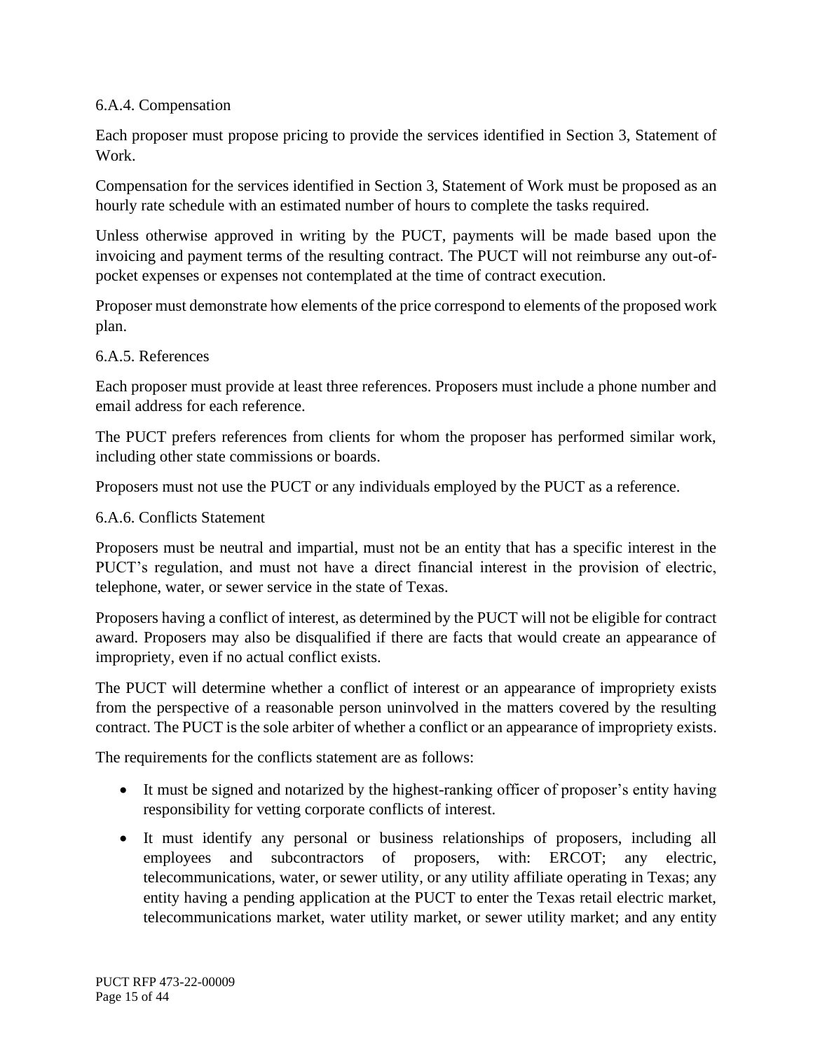#### 6.A.4. Compensation

Each proposer must propose pricing to provide the services identified in Section 3, Statement of Work.

Compensation for the services identified in Section 3, Statement of Work must be proposed as an hourly rate schedule with an estimated number of hours to complete the tasks required.

Unless otherwise approved in writing by the PUCT, payments will be made based upon the invoicing and payment terms of the resulting contract. The PUCT will not reimburse any out-of-pocket expenses or expenses not contemplated at the time of contract execution.

Proposer must demonstrate how elements of the price correspond to elements of the proposed work plan.

#### 6.A.5. References

Each proposer must provide at least three references. Proposers must include a phone number and email address for each reference.

The PUCT prefers references from clients for whom the proposer has performed similar work, including other state commissions or boards.

Proposers must not use the PUCT or any individuals employed by the PUCT as a reference.

#### 6.A.6. Conflicts Statement

Proposers must be neutral and impartial, must not be an entity that has a specific interest in the PUCT's regulation, and must not have a direct financial interest in the provision of electric, telephone, water, or sewer service in the state of Texas.

Proposers having a conflict of interest, as determined by the PUCT will not be eligible for contract award. Proposers may also be disqualified if there are facts that would create an appearance of impropriety, even if no actual conflict exists.

The PUCT will determine whether a conflict of interest or an appearance of impropriety exists from the perspective of a reasonable person uninvolved in the matters covered by the resulting contract. The PUCT is the sole arbiter of whether a conflict or an appearance of impropriety exists.

The requirements for the conflicts statement are as follows:

- It must be signed and notarized by the highest-ranking officer of proposer's entity having responsibility for vetting corporate conflicts of interest.
- It must identify any personal or business relationships of proposers, including all employees and subcontractors of proposers, with: ERCOT; any electric, telecommunications, water, or sewer utility, or any utility affiliate operating in Texas; any entity having a pending application at the PUCT to enter the Texas retail electric market, telecommunications market, water utility market, or sewer utility market; and any entity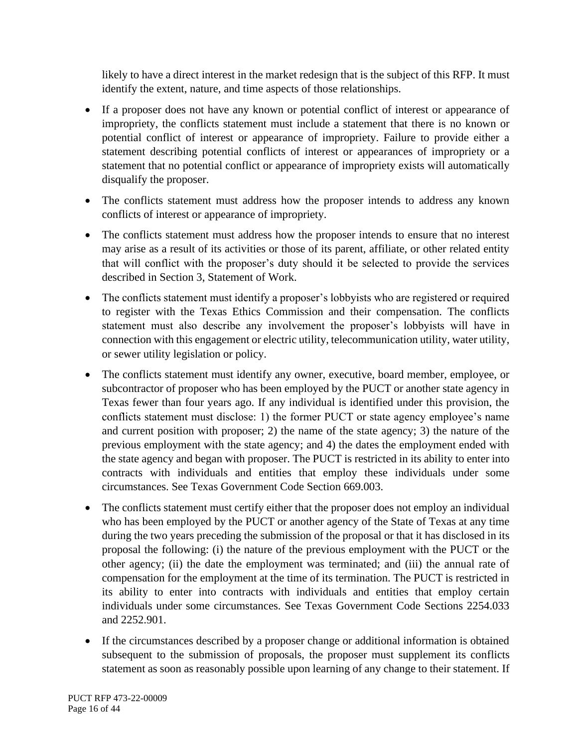likely to have a direct interest in the market redesign that is the subject of this RFP. It must identify the extent, nature, and time aspects of those relationships.

- If a proposer does not have any known or potential conflict of interest or appearance of impropriety, the conflicts statement must include a statement that there is no known or potential conflict of interest or appearance of impropriety. Failure to provide either a statement describing potential conflicts of interest or appearances of impropriety or a statement that no potential conflict or appearance of impropriety exists will automatically disqualify the proposer.
- The conflicts statement must address how the proposer intends to address any known conflicts of interest or appearance of impropriety.
- The conflicts statement must address how the proposer intends to ensure that no interest may arise as a result of its activities or those of its parent, affiliate, or other related entity that will conflict with the proposer's duty should it be selected to provide the services described in Section 3, Statement of Work.
- The conflicts statement must identify a proposer's lobbyists who are registered or required to register with the Texas Ethics Commission and their compensation. The conflicts statement must also describe any involvement the proposer's lobbyists will have in connection with this engagement or electric utility, telecommunication utility, water utility, or sewer utility legislation or policy.
- The conflicts statement must identify any owner, executive, board member, employee, or subcontractor of proposer who has been employed by the PUCT or another state agency in Texas fewer than four years ago. If any individual is identified under this provision, the conflicts statement must disclose: 1) the former PUCT or state agency employee's name and current position with proposer; 2) the name of the state agency; 3) the nature of the previous employment with the state agency; and 4) the dates the employment ended with the state agency and began with proposer. The PUCT is restricted in its ability to enter into contracts with individuals and entities that employ these individuals under some circumstances. See Texas Government Code Section 669.003.
- The conflicts statement must certify either that the proposer does not employ an individual who has been employed by the PUCT or another agency of the State of Texas at any time during the two years preceding the submission of the proposal or that it has disclosed in its proposal the following: (i) the nature of the previous employment with the PUCT or the other agency; (ii) the date the employment was terminated; and (iii) the annual rate of compensation for the employment at the time of its termination. The PUCT is restricted in its ability to enter into contracts with individuals and entities that employ certain individuals under some circumstances. See Texas Government Code Sections 2254.033 and 2252.901.
- If the circumstances described by a proposer change or additional information is obtained subsequent to the submission of proposals, the proposer must supplement its conflicts statement as soon as reasonably possible upon learning of any change to their statement. If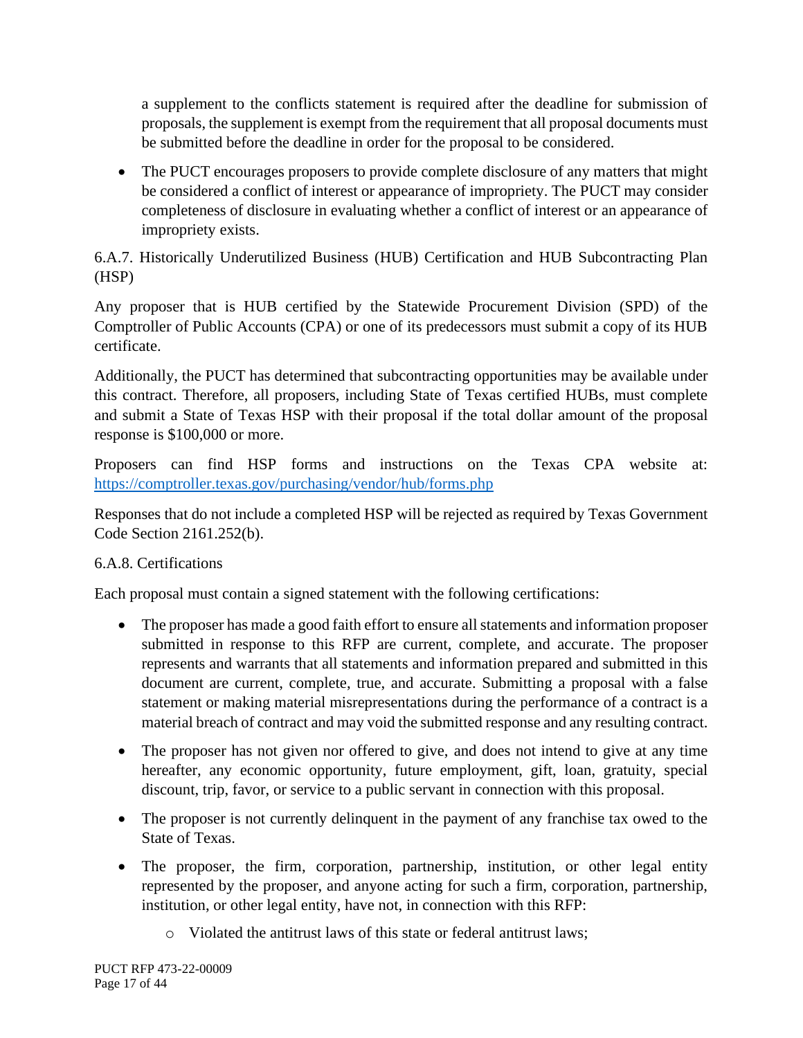a supplement to the conflicts statement is required after the deadline for submission of proposals, the supplement is exempt from the requirement that all proposal documents must be submitted before the deadline in order for the proposal to be considered.

- The PUCT encourages proposers to provide complete disclosure of any matters that might be considered a conflict of interest or appearance of impropriety. The PUCT may consider completeness of disclosure in evaluating whether a conflict of interest or an appearance of impropriety exists.

6.A.7. Historically Underutilized Business (HUB) Certification and HUB Subcontracting Plan (HSP)

Any proposer that is HUB certified by the Statewide Procurement Division (SPD) of the Comptroller of Public Accounts (CPA) or one of its predecessors must submit a copy of its HUB certificate.

Additionally, the PUCT has determined that subcontracting opportunities may be available under this contract. Therefore, all proposers, including State of Texas certified HUBs, must complete and submit a State of Texas HSP with their proposal if the total dollar amount of the proposal response is $100,000 or more.

Proposers can find HSP forms and instructions on the Texas CPA website at: https://comptroller.texas.gov/purchasing/vendor/hub/forms.php

Responses that do not include a completed HSP will be rejected as required by Texas Government Code Section 2161.252(b).

6.A.8. Certifications

Each proposal must contain a signed statement with the following certifications:

- The proposer has made a good faith effort to ensure all statements and information proposer submitted in response to this RFP are current, complete, and accurate. The proposer represents and warrants that all statements and information prepared and submitted in this document are current, complete, true, and accurate. Submitting a proposal with a false statement or making material misrepresentations during the performance of a contract is a material breach of contract and may void the submitted response and any resulting contract.

- The proposer has not given nor offered to give, and does not intend to give at any time hereafter, any economic opportunity, future employment, gift, loan, gratuity, special discount, trip, favor, or service to a public servant in connection with this proposal.

- The proposer is not currently delinquent in the payment of any franchise tax owed to the State of Texas.

- The proposer, the firm, corporation, partnership, institution, or other legal entity represented by the proposer, and anyone acting for such a firm, corporation, partnership, institution, or other legal entity, have not, in connection with this RFP:
    - Violated the antitrust laws of this state or federal antitrust laws;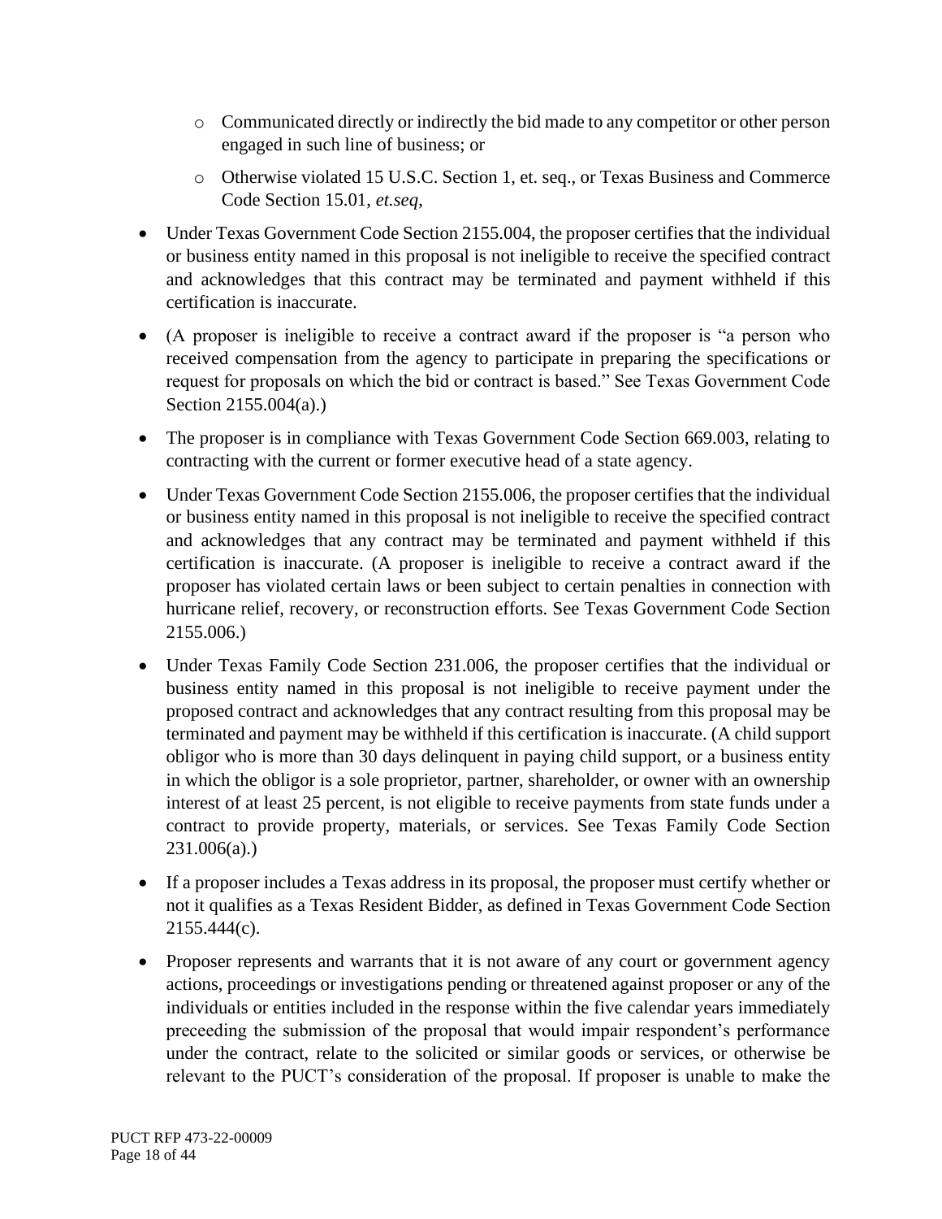- Communicated directly or indirectly the bid made to any competitor or other person engaged in such line of business; or
  - Otherwise violated 15 U.S.C. Section 1, et. seq., or Texas Business and Commerce Code Section 15.01, *et.seq*,

- Under Texas Government Code Section 2155.004, the proposer certifies that the individual or business entity named in this proposal is not ineligible to receive the specified contract and acknowledges that this contract may be terminated and payment withheld if this certification is inaccurate.
- (A proposer is ineligible to receive a contract award if the proposer is "a person who received compensation from the agency to participate in preparing the specifications or request for proposals on which the bid or contract is based." See Texas Government Code Section 2155.004(a).)
- The proposer is in compliance with Texas Government Code Section 669.003, relating to contracting with the current or former executive head of a state agency.
- Under Texas Government Code Section 2155.006, the proposer certifies that the individual or business entity named in this proposal is not ineligible to receive the specified contract and acknowledges that any contract may be terminated and payment withheld if this certification is inaccurate. (A proposer is ineligible to receive a contract award if the proposer has violated certain laws or been subject to certain penalties in connection with hurricane relief, recovery, or reconstruction efforts. See Texas Government Code Section 2155.006.)
- Under Texas Family Code Section 231.006, the proposer certifies that the individual or business entity named in this proposal is not ineligible to receive payment under the proposed contract and acknowledges that any contract resulting from this proposal may be terminated and payment may be withheld if this certification is inaccurate. (A child support obligor who is more than 30 days delinquent in paying child support, or a business entity in which the obligor is a sole proprietor, partner, shareholder, or owner with an ownership interest of at least 25 percent, is not eligible to receive payments from state funds under a contract to provide property, materials, or services. See Texas Family Code Section 231.006(a).)
- If a proposer includes a Texas address in its proposal, the proposer must certify whether or not it qualifies as a Texas Resident Bidder, as defined in Texas Government Code Section 2155.444(c).
- Proposer represents and warrants that it is not aware of any court or government agency actions, proceedings or investigations pending or threatened against proposer or any of the individuals or entities included in the response within the five calendar years immediately preceeding the submission of the proposal that would impair respondent's performance under the contract, relate to the solicited or similar goods or services, or otherwise be relevant to the PUCT's consideration of the proposal. If proposer is unable to make the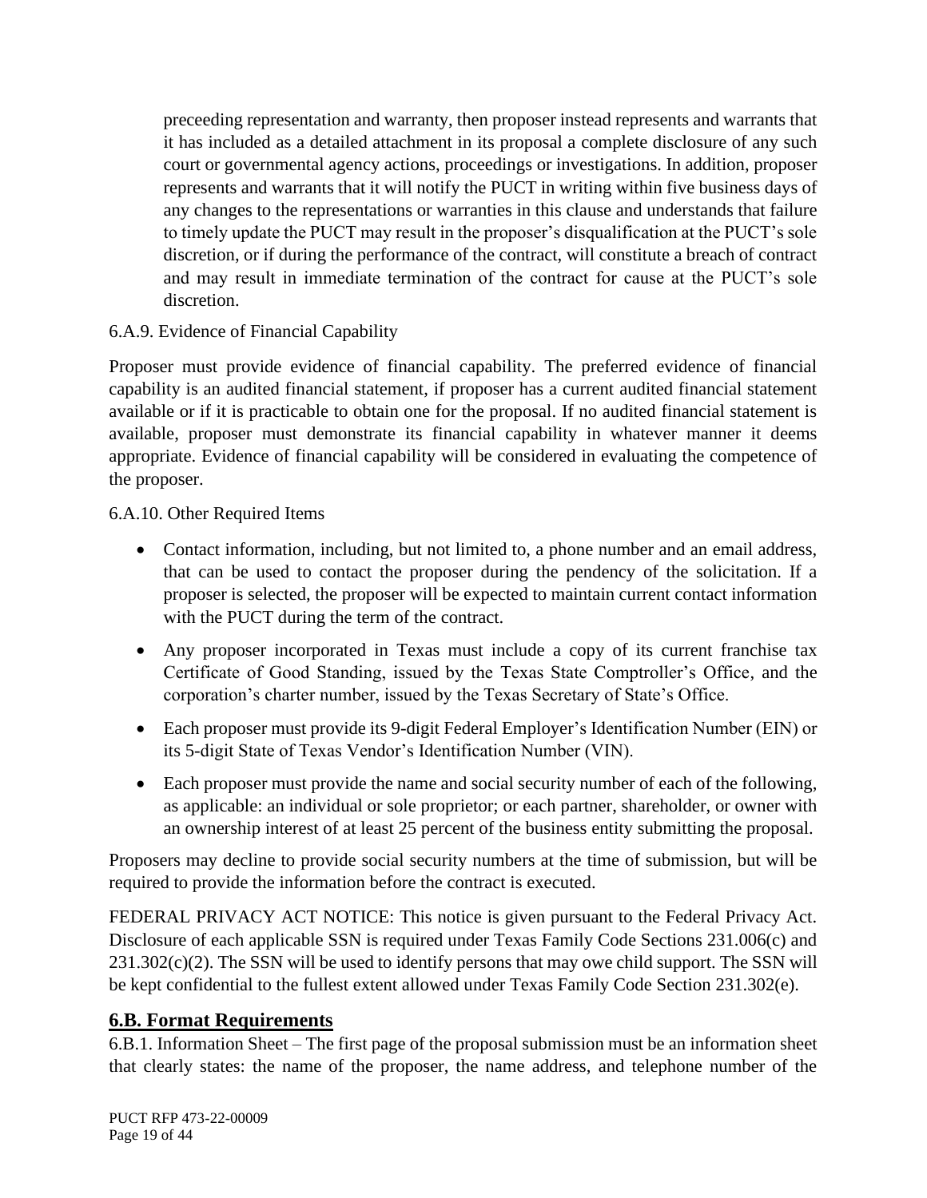preceeding representation and warranty, then proposer instead represents and warrants that it has included as a detailed attachment in its proposal a complete disclosure of any such court or governmental agency actions, proceedings or investigations. In addition, proposer represents and warrants that it will notify the PUCT in writing within five business days of any changes to the representations or warranties in this clause and understands that failure to timely update the PUCT may result in the proposer's disqualification at the PUCT's sole discretion, or if during the performance of the contract, will constitute a breach of contract and may result in immediate termination of the contract for cause at the PUCT's sole discretion.

6.A.9. Evidence of Financial Capability

Proposer must provide evidence of financial capability. The preferred evidence of financial capability is an audited financial statement, if proposer has a current audited financial statement available or if it is practicable to obtain one for the proposal. If no audited financial statement is available, proposer must demonstrate its financial capability in whatever manner it deems appropriate. Evidence of financial capability will be considered in evaluating the competence of the proposer.

6.A.10. Other Required Items

- Contact information, including, but not limited to, a phone number and an email address, that can be used to contact the proposer during the pendency of the solicitation. If a proposer is selected, the proposer will be expected to maintain current contact information with the PUCT during the term of the contract.
- Any proposer incorporated in Texas must include a copy of its current franchise tax Certificate of Good Standing, issued by the Texas State Comptroller's Office, and the corporation's charter number, issued by the Texas Secretary of State's Office.
- Each proposer must provide its 9-digit Federal Employer's Identification Number (EIN) or its 5-digit State of Texas Vendor's Identification Number (VIN).
- Each proposer must provide the name and social security number of each of the following, as applicable: an individual or sole proprietor; or each partner, shareholder, or owner with an ownership interest of at least 25 percent of the business entity submitting the proposal.

Proposers may decline to provide social security numbers at the time of submission, but will be required to provide the information before the contract is executed.

FEDERAL PRIVACY ACT NOTICE: This notice is given pursuant to the Federal Privacy Act. Disclosure of each applicable SSN is required under Texas Family Code Sections 231.006(c) and 231.302(c)(2). The SSN will be used to identify persons that may owe child support. The SSN will be kept confidential to the fullest extent allowed under Texas Family Code Section 231.302(e).

## 6.B. Format Requirements

6.B.1. Information Sheet – The first page of the proposal submission must be an information sheet that clearly states: the name of the proposer, the name address, and telephone number of the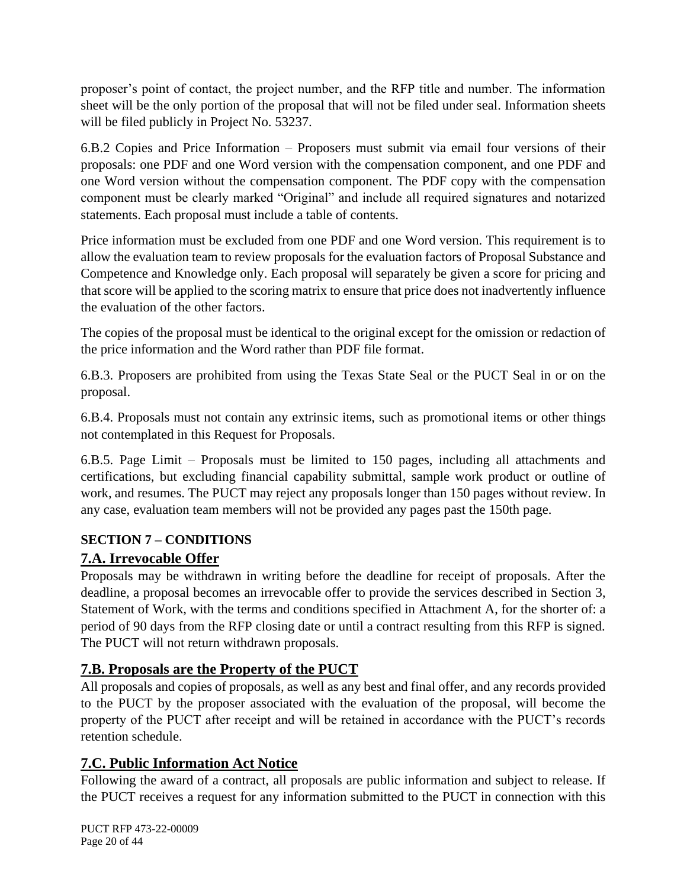proposer’s point of contact, the project number, and the RFP title and number. The information sheet will be the only portion of the proposal that will not be filed under seal. Information sheets will be filed publicly in Project No. 53237.

6.B.2 Copies and Price Information – Proposers must submit via email four versions of their proposals: one PDF and one Word version with the compensation component, and one PDF and one Word version without the compensation component. The PDF copy with the compensation component must be clearly marked “Original” and include all required signatures and notarized statements. Each proposal must include a table of contents.

Price information must be excluded from one PDF and one Word version. This requirement is to allow the evaluation team to review proposals for the evaluation factors of Proposal Substance and Competence and Knowledge only. Each proposal will separately be given a score for pricing and that score will be applied to the scoring matrix to ensure that price does not inadvertently influence the evaluation of the other factors.

The copies of the proposal must be identical to the original except for the omission or redaction of the price information and the Word rather than PDF file format.

6.B.3. Proposers are prohibited from using the Texas State Seal or the PUCT Seal in or on the proposal.

6.B.4. Proposals must not contain any extrinsic items, such as promotional items or other things not contemplated in this Request for Proposals.

6.B.5. Page Limit – Proposals must be limited to 150 pages, including all attachments and certifications, but excluding financial capability submittal, sample work product or outline of work, and resumes. The PUCT may reject any proposals longer than 150 pages without review. In any case, evaluation team members will not be provided any pages past the 150th page.

## SECTION 7 – CONDITIONS

### 7.A. Irrevocable Offer

Proposals may be withdrawn in writing before the deadline for receipt of proposals. After the deadline, a proposal becomes an irrevocable offer to provide the services described in Section 3, Statement of Work, with the terms and conditions specified in Attachment A, for the shorter of: a period of 90 days from the RFP closing date or until a contract resulting from this RFP is signed. The PUCT will not return withdrawn proposals.

### 7.B. Proposals are the Property of the PUCT

All proposals and copies of proposals, as well as any best and final offer, and any records provided to the PUCT by the proposer associated with the evaluation of the proposal, will become the property of the PUCT after receipt and will be retained in accordance with the PUCT’s records retention schedule.

### 7.C. Public Information Act Notice

Following the award of a contract, all proposals are public information and subject to release. If the PUCT receives a request for any information submitted to the PUCT in connection with this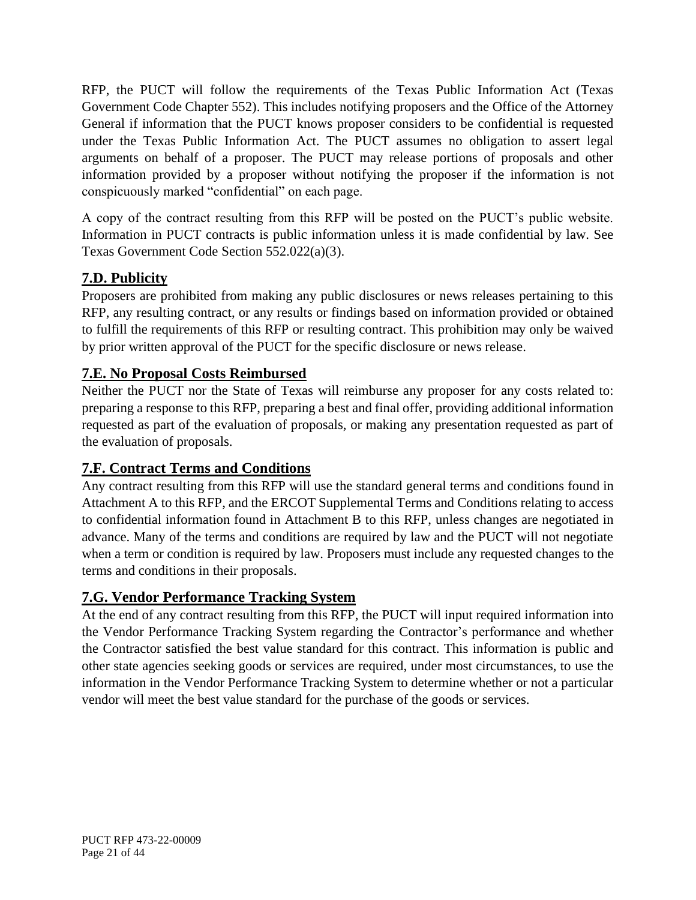RFP, the PUCT will follow the requirements of the Texas Public Information Act (Texas Government Code Chapter 552). This includes notifying proposers and the Office of the Attorney General if information that the PUCT knows proposer considers to be confidential is requested under the Texas Public Information Act. The PUCT assumes no obligation to assert legal arguments on behalf of a proposer. The PUCT may release portions of proposals and other information provided by a proposer without notifying the proposer if the information is not conspicuously marked "confidential" on each page.

A copy of the contract resulting from this RFP will be posted on the PUCT's public website. Information in PUCT contracts is public information unless it is made confidential by law. See Texas Government Code Section 552.022(a)(3).

## 7.D. Publicity

Proposers are prohibited from making any public disclosures or news releases pertaining to this RFP, any resulting contract, or any results or findings based on information provided or obtained to fulfill the requirements of this RFP or resulting contract. This prohibition may only be waived by prior written approval of the PUCT for the specific disclosure or news release.

## 7.E. No Proposal Costs Reimbursed

Neither the PUCT nor the State of Texas will reimburse any proposer for any costs related to: preparing a response to this RFP, preparing a best and final offer, providing additional information requested as part of the evaluation of proposals, or making any presentation requested as part of the evaluation of proposals.

## 7.F. Contract Terms and Conditions

Any contract resulting from this RFP will use the standard general terms and conditions found in Attachment A to this RFP, and the ERCOT Supplemental Terms and Conditions relating to access to confidential information found in Attachment B to this RFP, unless changes are negotiated in advance. Many of the terms and conditions are required by law and the PUCT will not negotiate when a term or condition is required by law. Proposers must include any requested changes to the terms and conditions in their proposals.

## 7.G. Vendor Performance Tracking System

At the end of any contract resulting from this RFP, the PUCT will input required information into the Vendor Performance Tracking System regarding the Contractor's performance and whether the Contractor satisfied the best value standard for this contract. This information is public and other state agencies seeking goods or services are required, under most circumstances, to use the information in the Vendor Performance Tracking System to determine whether or not a particular vendor will meet the best value standard for the purchase of the goods or services.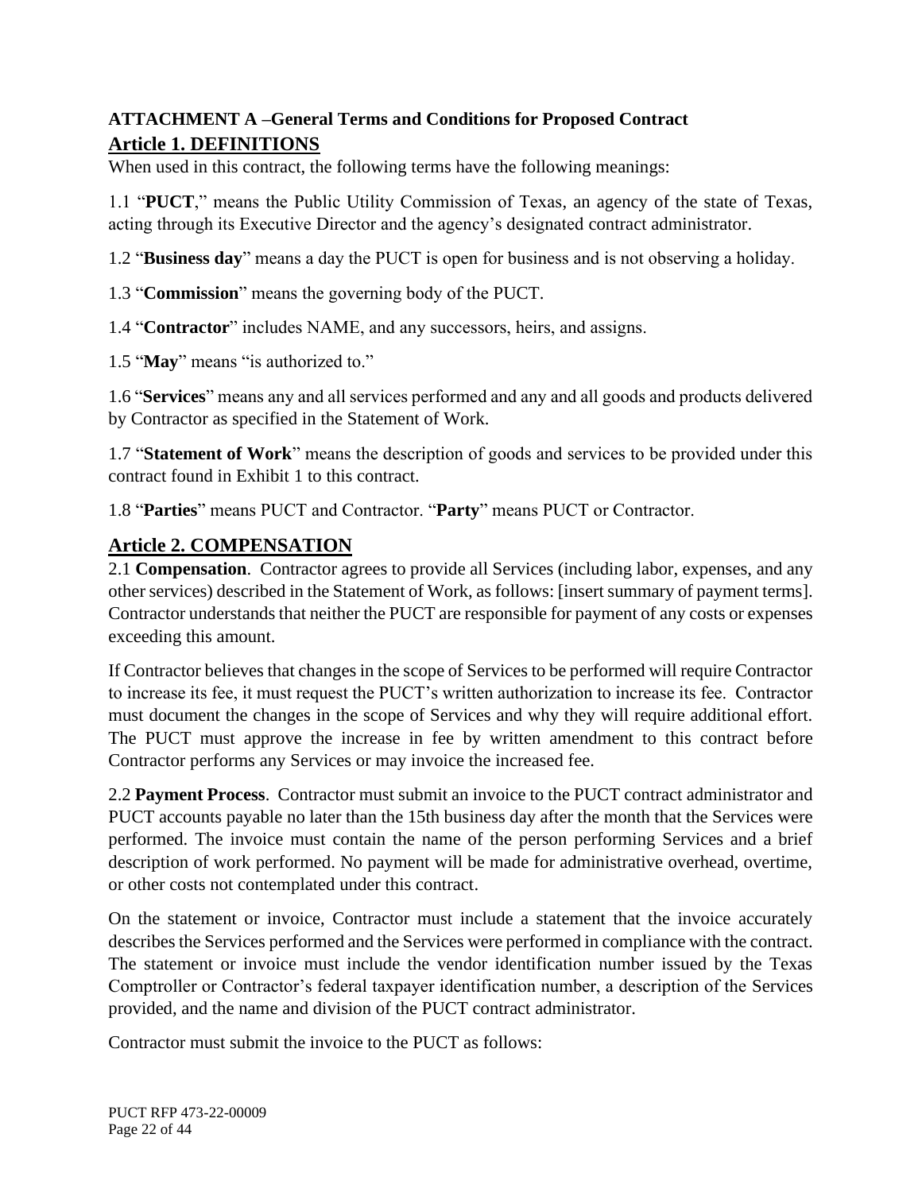**ATTACHMENT A –General Terms and Conditions for Proposed Contract**

## Article 1. DEFINITIONS

When used in this contract, the following terms have the following meanings:

1.1 "**PUCT**," means the Public Utility Commission of Texas, an agency of the state of Texas, acting through its Executive Director and the agency's designated contract administrator.

1.2 "**Business day**" means a day the PUCT is open for business and is not observing a holiday.

1.3 "**Commission**" means the governing body of the PUCT.

1.4 "**Contractor**" includes NAME, and any successors, heirs, and assigns.

1.5 "**May**" means "is authorized to."

1.6 "**Services**" means any and all services performed and any and all goods and products delivered by Contractor as specified in the Statement of Work.

1.7 "**Statement of Work**" means the description of goods and services to be provided under this contract found in Exhibit 1 to this contract.

1.8 "**Parties**" means PUCT and Contractor. "**Party**" means PUCT or Contractor.

## Article 2. COMPENSATION

2.1 **Compensation**. Contractor agrees to provide all Services (including labor, expenses, and any other services) described in the Statement of Work, as follows: [insert summary of payment terms]. Contractor understands that neither the PUCT are responsible for payment of any costs or expenses exceeding this amount.

If Contractor believes that changes in the scope of Services to be performed will require Contractor to increase its fee, it must request the PUCT's written authorization to increase its fee. Contractor must document the changes in the scope of Services and why they will require additional effort. The PUCT must approve the increase in fee by written amendment to this contract before Contractor performs any Services or may invoice the increased fee.

2.2 **Payment Process**. Contractor must submit an invoice to the PUCT contract administrator and PUCT accounts payable no later than the 15th business day after the month that the Services were performed. The invoice must contain the name of the person performing Services and a brief description of work performed. No payment will be made for administrative overhead, overtime, or other costs not contemplated under this contract.

On the statement or invoice, Contractor must include a statement that the invoice accurately describes the Services performed and the Services were performed in compliance with the contract. The statement or invoice must include the vendor identification number issued by the Texas Comptroller or Contractor's federal taxpayer identification number, a description of the Services provided, and the name and division of the PUCT contract administrator.

Contractor must submit the invoice to the PUCT as follows: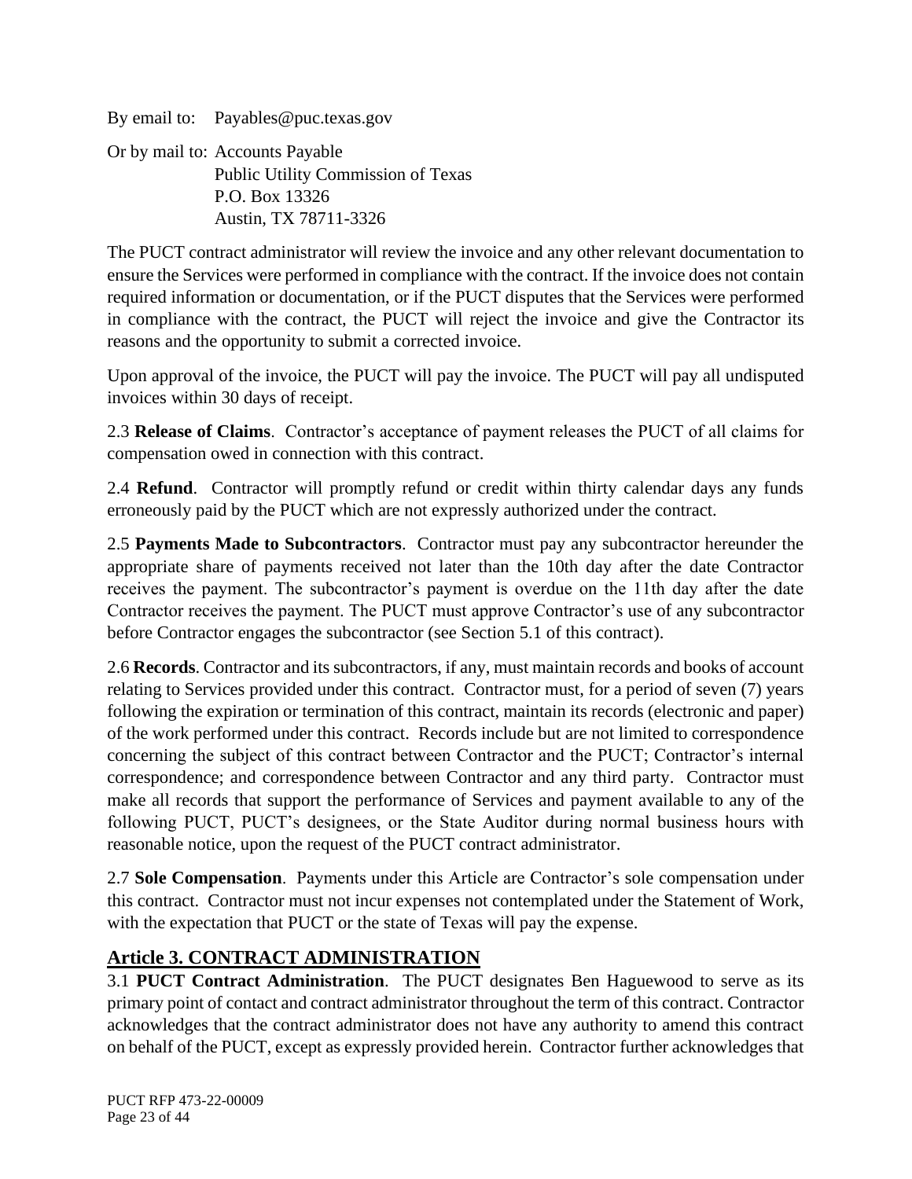By email to: Payables@puc.texas.gov

Or by mail to: Accounts Payable
Public Utility Commission of Texas
P.O. Box 13326
Austin, TX 78711-3326

The PUCT contract administrator will review the invoice and any other relevant documentation to ensure the Services were performed in compliance with the contract. If the invoice does not contain required information or documentation, or if the PUCT disputes that the Services were performed in compliance with the contract, the PUCT will reject the invoice and give the Contractor its reasons and the opportunity to submit a corrected invoice.

Upon approval of the invoice, the PUCT will pay the invoice. The PUCT will pay all undisputed invoices within 30 days of receipt.

2.3 **Release of Claims**. Contractor's acceptance of payment releases the PUCT of all claims for compensation owed in connection with this contract.

2.4 **Refund**. Contractor will promptly refund or credit within thirty calendar days any funds erroneously paid by the PUCT which are not expressly authorized under the contract.

2.5 **Payments Made to Subcontractors**. Contractor must pay any subcontractor hereunder the appropriate share of payments received not later than the 10th day after the date Contractor receives the payment. The subcontractor's payment is overdue on the 11th day after the date Contractor receives the payment. The PUCT must approve Contractor's use of any subcontractor before Contractor engages the subcontractor (see Section 5.1 of this contract).

2.6 **Records**. Contractor and its subcontractors, if any, must maintain records and books of account relating to Services provided under this contract. Contractor must, for a period of seven (7) years following the expiration or termination of this contract, maintain its records (electronic and paper) of the work performed under this contract. Records include but are not limited to correspondence concerning the subject of this contract between Contractor and the PUCT; Contractor's internal correspondence; and correspondence between Contractor and any third party. Contractor must make all records that support the performance of Services and payment available to any of the following PUCT, PUCT's designees, or the State Auditor during normal business hours with reasonable notice, upon the request of the PUCT contract administrator.

2.7 **Sole Compensation**. Payments under this Article are Contractor's sole compensation under this contract. Contractor must not incur expenses not contemplated under the Statement of Work, with the expectation that PUCT or the state of Texas will pay the expense.

## Article 3. CONTRACT ADMINISTRATION

3.1 **PUCT Contract Administration**. The PUCT designates Ben Haguewood to serve as its primary point of contact and contract administrator throughout the term of this contract. Contractor acknowledges that the contract administrator does not have any authority to amend this contract on behalf of the PUCT, except as expressly provided herein. Contractor further acknowledges that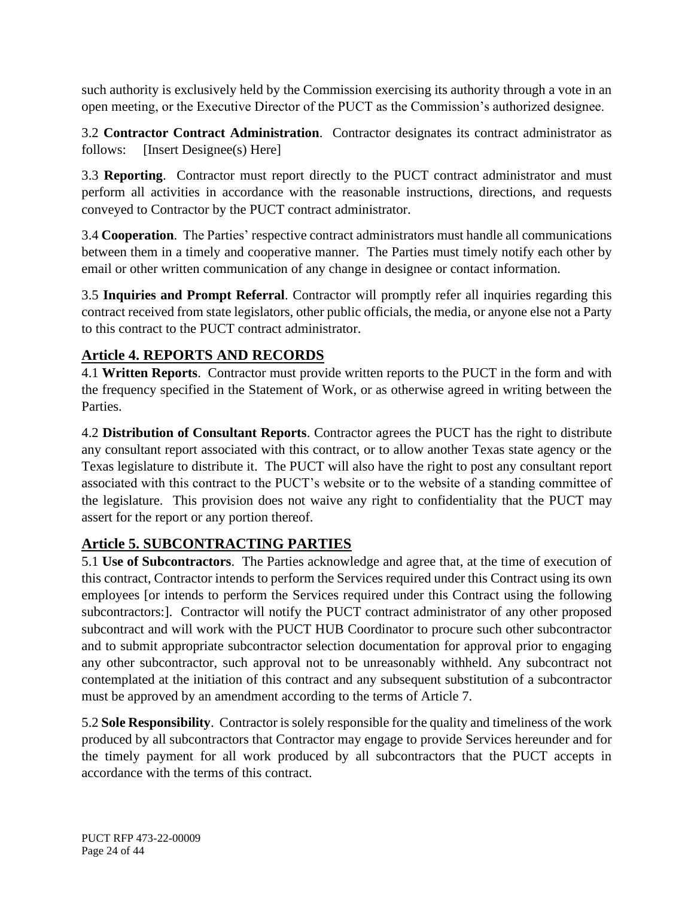such authority is exclusively held by the Commission exercising its authority through a vote in an open meeting, or the Executive Director of the PUCT as the Commission's authorized designee.

3.2 **Contractor Contract Administration**. Contractor designates its contract administrator as follows: [Insert Designee(s) Here]

3.3 **Reporting**. Contractor must report directly to the PUCT contract administrator and must perform all activities in accordance with the reasonable instructions, directions, and requests conveyed to Contractor by the PUCT contract administrator.

3.4 **Cooperation**. The Parties' respective contract administrators must handle all communications between them in a timely and cooperative manner. The Parties must timely notify each other by email or other written communication of any change in designee or contact information.

3.5 **Inquiries and Prompt Referral**. Contractor will promptly refer all inquiries regarding this contract received from state legislators, other public officials, the media, or anyone else not a Party to this contract to the PUCT contract administrator.

## Article 4. REPORTS AND RECORDS

4.1 **Written Reports**. Contractor must provide written reports to the PUCT in the form and with the frequency specified in the Statement of Work, or as otherwise agreed in writing between the Parties.

4.2 **Distribution of Consultant Reports**. Contractor agrees the PUCT has the right to distribute any consultant report associated with this contract, or to allow another Texas state agency or the Texas legislature to distribute it. The PUCT will also have the right to post any consultant report associated with this contract to the PUCT's website or to the website of a standing committee of the legislature. This provision does not waive any right to confidentiality that the PUCT may assert for the report or any portion thereof.

## Article 5. SUBCONTRACTING PARTIES

5.1 **Use of Subcontractors**. The Parties acknowledge and agree that, at the time of execution of this contract, Contractor intends to perform the Services required under this Contract using its own employees [or intends to perform the Services required under this Contract using the following subcontractors:]. Contractor will notify the PUCT contract administrator of any other proposed subcontract and will work with the PUCT HUB Coordinator to procure such other subcontractor and to submit appropriate subcontractor selection documentation for approval prior to engaging any other subcontractor, such approval not to be unreasonably withheld. Any subcontract not contemplated at the initiation of this contract and any subsequent substitution of a subcontractor must be approved by an amendment according to the terms of Article 7.

5.2 **Sole Responsibility**. Contractor is solely responsible for the quality and timeliness of the work produced by all subcontractors that Contractor may engage to provide Services hereunder and for the timely payment for all work produced by all subcontractors that the PUCT accepts in accordance with the terms of this contract.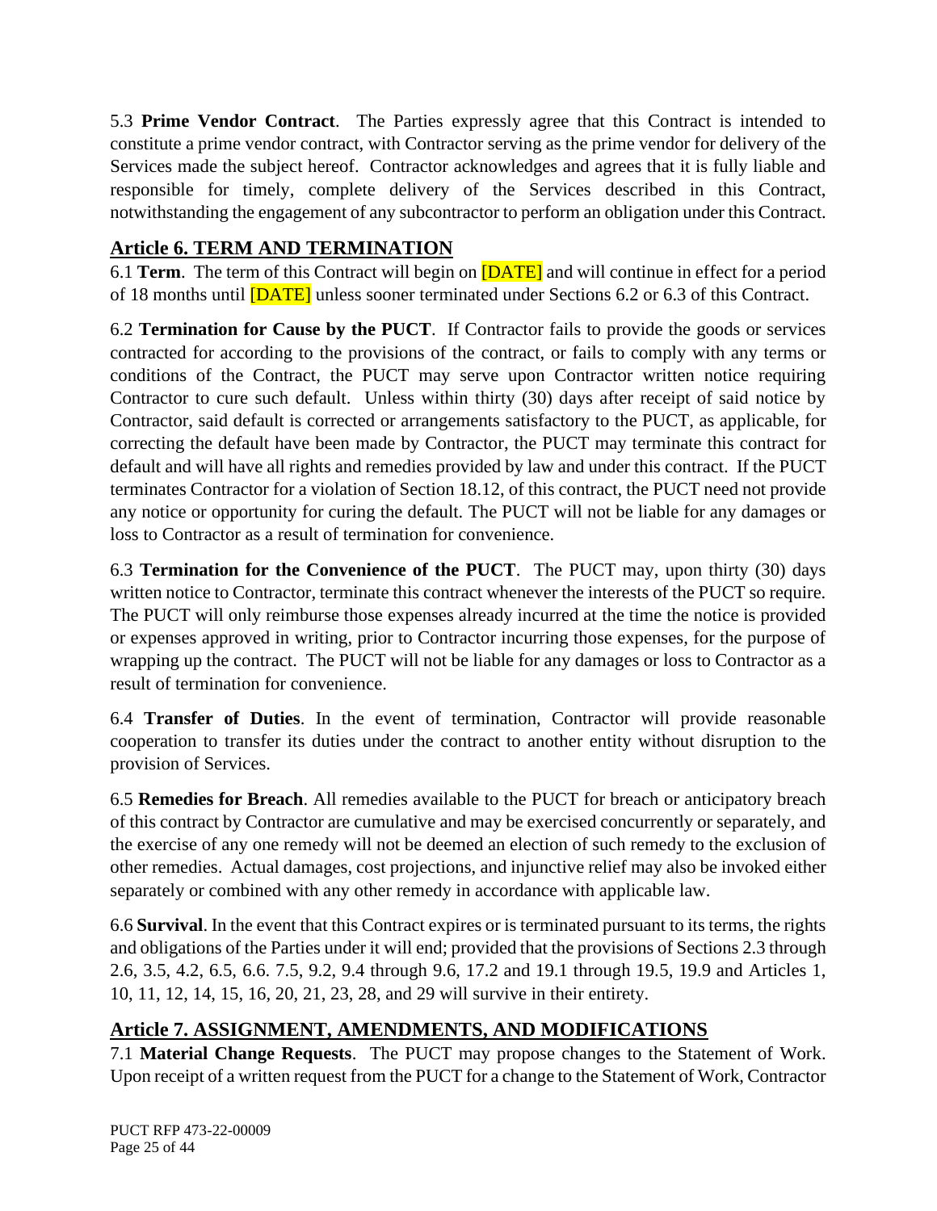5.3 **Prime Vendor Contract**. The Parties expressly agree that this Contract is intended to constitute a prime vendor contract, with Contractor serving as the prime vendor for delivery of the Services made the subject hereof. Contractor acknowledges and agrees that it is fully liable and responsible for timely, complete delivery of the Services described in this Contract, notwithstanding the engagement of any subcontractor to perform an obligation under this Contract.

## Article 6. TERM AND TERMINATION

6.1 **Term**. The term of this Contract will begin on [DATE] and will continue in effect for a period of 18 months until [DATE] unless sooner terminated under Sections 6.2 or 6.3 of this Contract.

6.2 **Termination for Cause by the PUCT**. If Contractor fails to provide the goods or services contracted for according to the provisions of the contract, or fails to comply with any terms or conditions of the Contract, the PUCT may serve upon Contractor written notice requiring Contractor to cure such default. Unless within thirty (30) days after receipt of said notice by Contractor, said default is corrected or arrangements satisfactory to the PUCT, as applicable, for correcting the default have been made by Contractor, the PUCT may terminate this contract for default and will have all rights and remedies provided by law and under this contract. If the PUCT terminates Contractor for a violation of Section 18.12, of this contract, the PUCT need not provide any notice or opportunity for curing the default. The PUCT will not be liable for any damages or loss to Contractor as a result of termination for convenience.

6.3 **Termination for the Convenience of the PUCT**. The PUCT may, upon thirty (30) days written notice to Contractor, terminate this contract whenever the interests of the PUCT so require. The PUCT will only reimburse those expenses already incurred at the time the notice is provided or expenses approved in writing, prior to Contractor incurring those expenses, for the purpose of wrapping up the contract. The PUCT will not be liable for any damages or loss to Contractor as a result of termination for convenience.

6.4 **Transfer of Duties**. In the event of termination, Contractor will provide reasonable cooperation to transfer its duties under the contract to another entity without disruption to the provision of Services.

6.5 **Remedies for Breach**. All remedies available to the PUCT for breach or anticipatory breach of this contract by Contractor are cumulative and may be exercised concurrently or separately, and the exercise of any one remedy will not be deemed an election of such remedy to the exclusion of other remedies. Actual damages, cost projections, and injunctive relief may also be invoked either separately or combined with any other remedy in accordance with applicable law.

6.6 **Survival**. In the event that this Contract expires or is terminated pursuant to its terms, the rights and obligations of the Parties under it will end; provided that the provisions of Sections 2.3 through 2.6, 3.5, 4.2, 6.5, 6.6. 7.5, 9.2, 9.4 through 9.6, 17.2 and 19.1 through 19.5, 19.9 and Articles 1, 10, 11, 12, 14, 15, 16, 20, 21, 23, 28, and 29 will survive in their entirety.

## Article 7. ASSIGNMENT, AMENDMENTS, AND MODIFICATIONS

7.1 **Material Change Requests**. The PUCT may propose changes to the Statement of Work. Upon receipt of a written request from the PUCT for a change to the Statement of Work, Contractor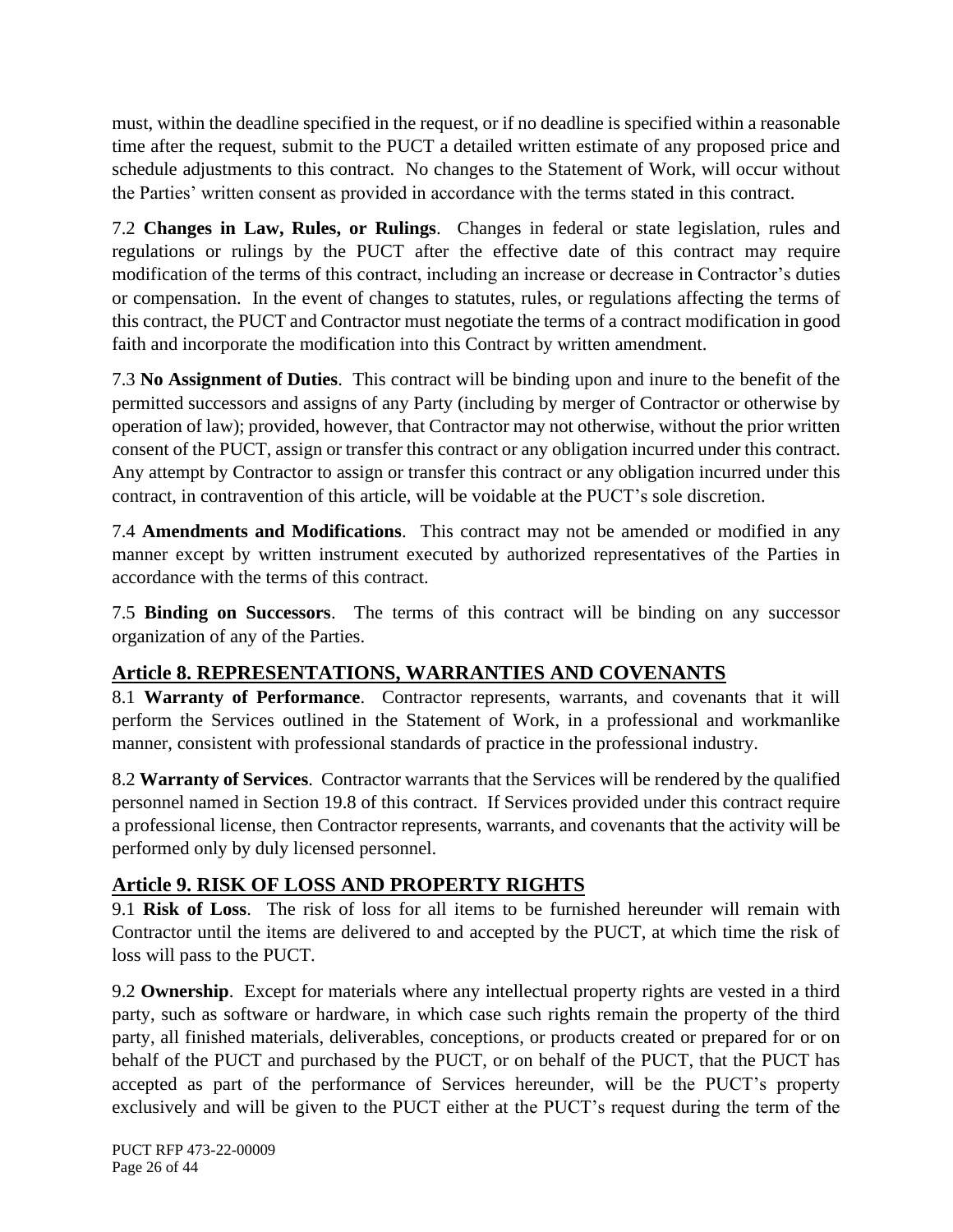must, within the deadline specified in the request, or if no deadline is specified within a reasonable time after the request, submit to the PUCT a detailed written estimate of any proposed price and schedule adjustments to this contract. No changes to the Statement of Work, will occur without the Parties' written consent as provided in accordance with the terms stated in this contract.

7.2 **Changes in Law, Rules, or Rulings**. Changes in federal or state legislation, rules and regulations or rulings by the PUCT after the effective date of this contract may require modification of the terms of this contract, including an increase or decrease in Contractor's duties or compensation. In the event of changes to statutes, rules, or regulations affecting the terms of this contract, the PUCT and Contractor must negotiate the terms of a contract modification in good faith and incorporate the modification into this Contract by written amendment.

7.3 **No Assignment of Duties**. This contract will be binding upon and inure to the benefit of the permitted successors and assigns of any Party (including by merger of Contractor or otherwise by operation of law); provided, however, that Contractor may not otherwise, without the prior written consent of the PUCT, assign or transfer this contract or any obligation incurred under this contract. Any attempt by Contractor to assign or transfer this contract or any obligation incurred under this contract, in contravention of this article, will be voidable at the PUCT's sole discretion.

7.4 **Amendments and Modifications**. This contract may not be amended or modified in any manner except by written instrument executed by authorized representatives of the Parties in accordance with the terms of this contract.

7.5 **Binding on Successors**. The terms of this contract will be binding on any successor organization of any of the Parties.

## Article 8. REPRESENTATIONS, WARRANTIES AND COVENANTS

8.1 **Warranty of Performance**. Contractor represents, warrants, and covenants that it will perform the Services outlined in the Statement of Work, in a professional and workmanlike manner, consistent with professional standards of practice in the professional industry.

8.2 **Warranty of Services**. Contractor warrants that the Services will be rendered by the qualified personnel named in Section 19.8 of this contract. If Services provided under this contract require a professional license, then Contractor represents, warrants, and covenants that the activity will be performed only by duly licensed personnel.

## Article 9. RISK OF LOSS AND PROPERTY RIGHTS

9.1 **Risk of Loss**. The risk of loss for all items to be furnished hereunder will remain with Contractor until the items are delivered to and accepted by the PUCT, at which time the risk of loss will pass to the PUCT.

9.2 **Ownership**. Except for materials where any intellectual property rights are vested in a third party, such as software or hardware, in which case such rights remain the property of the third party, all finished materials, deliverables, conceptions, or products created or prepared for or on behalf of the PUCT and purchased by the PUCT, or on behalf of the PUCT, that the PUCT has accepted as part of the performance of Services hereunder, will be the PUCT's property exclusively and will be given to the PUCT either at the PUCT's request during the term of the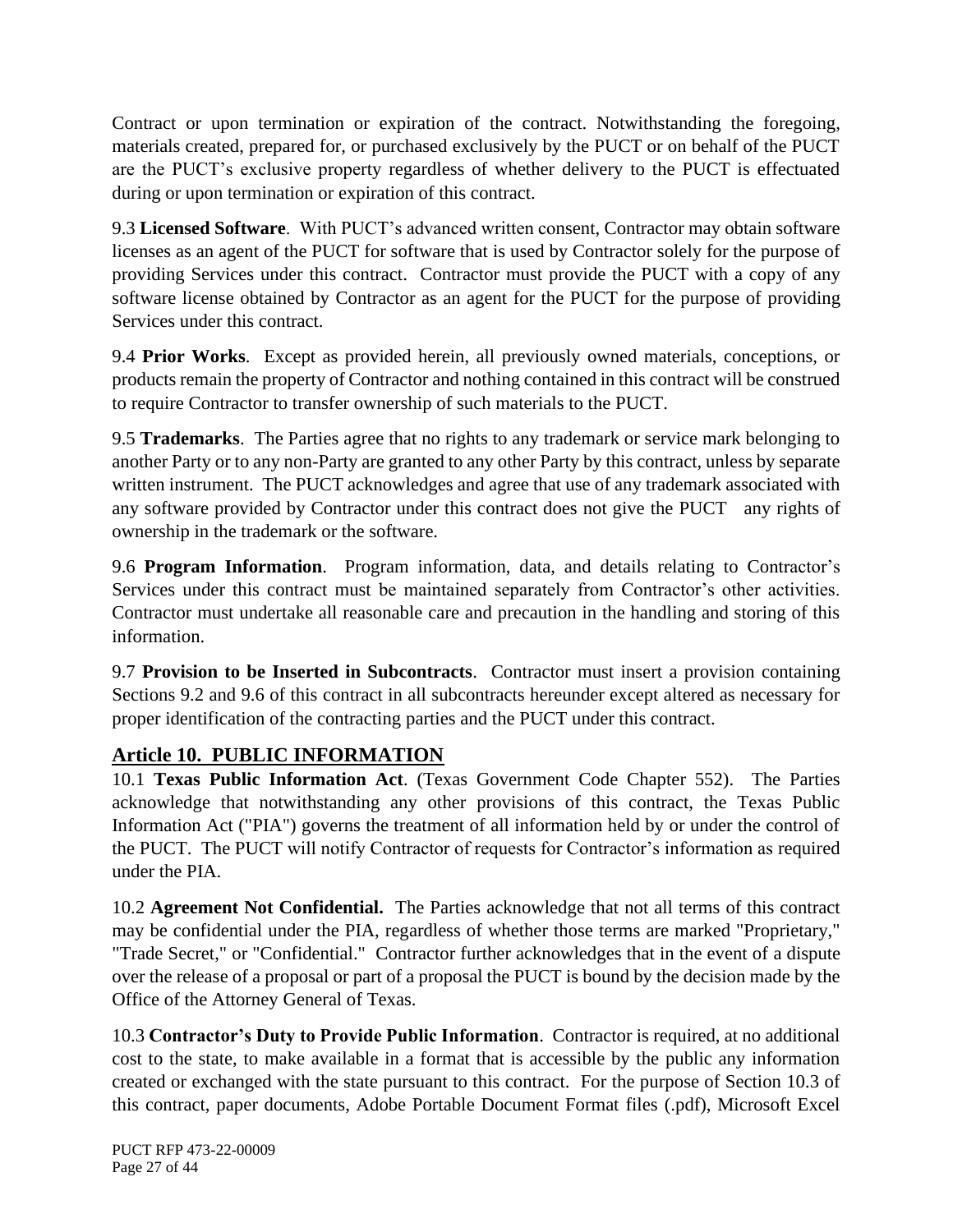Contract or upon termination or expiration of the contract. Notwithstanding the foregoing, materials created, prepared for, or purchased exclusively by the PUCT or on behalf of the PUCT are the PUCT's exclusive property regardless of whether delivery to the PUCT is effectuated during or upon termination or expiration of this contract.

9.3 **Licensed Software**. With PUCT's advanced written consent, Contractor may obtain software licenses as an agent of the PUCT for software that is used by Contractor solely for the purpose of providing Services under this contract. Contractor must provide the PUCT with a copy of any software license obtained by Contractor as an agent for the PUCT for the purpose of providing Services under this contract.

9.4 **Prior Works**. Except as provided herein, all previously owned materials, conceptions, or products remain the property of Contractor and nothing contained in this contract will be construed to require Contractor to transfer ownership of such materials to the PUCT.

9.5 **Trademarks**. The Parties agree that no rights to any trademark or service mark belonging to another Party or to any non-Party are granted to any other Party by this contract, unless by separate written instrument. The PUCT acknowledges and agree that use of any trademark associated with any software provided by Contractor under this contract does not give the PUCT any rights of ownership in the trademark or the software.

9.6 **Program Information**. Program information, data, and details relating to Contractor's Services under this contract must be maintained separately from Contractor's other activities. Contractor must undertake all reasonable care and precaution in the handling and storing of this information.

9.7 **Provision to be Inserted in Subcontracts**. Contractor must insert a provision containing Sections 9.2 and 9.6 of this contract in all subcontracts hereunder except altered as necessary for proper identification of the contracting parties and the PUCT under this contract.

## Article 10. PUBLIC INFORMATION

10.1 **Texas Public Information Act**. (Texas Government Code Chapter 552). The Parties acknowledge that notwithstanding any other provisions of this contract, the Texas Public Information Act ("PIA") governs the treatment of all information held by or under the control of the PUCT. The PUCT will notify Contractor of requests for Contractor's information as required under the PIA.

10.2 **Agreement Not Confidential.** The Parties acknowledge that not all terms of this contract may be confidential under the PIA, regardless of whether those terms are marked "Proprietary," "Trade Secret," or "Confidential." Contractor further acknowledges that in the event of a dispute over the release of a proposal or part of a proposal the PUCT is bound by the decision made by the Office of the Attorney General of Texas.

10.3 **Contractor's Duty to Provide Public Information**. Contractor is required, at no additional cost to the state, to make available in a format that is accessible by the public any information created or exchanged with the state pursuant to this contract. For the purpose of Section 10.3 of this contract, paper documents, Adobe Portable Document Format files (.pdf), Microsoft Excel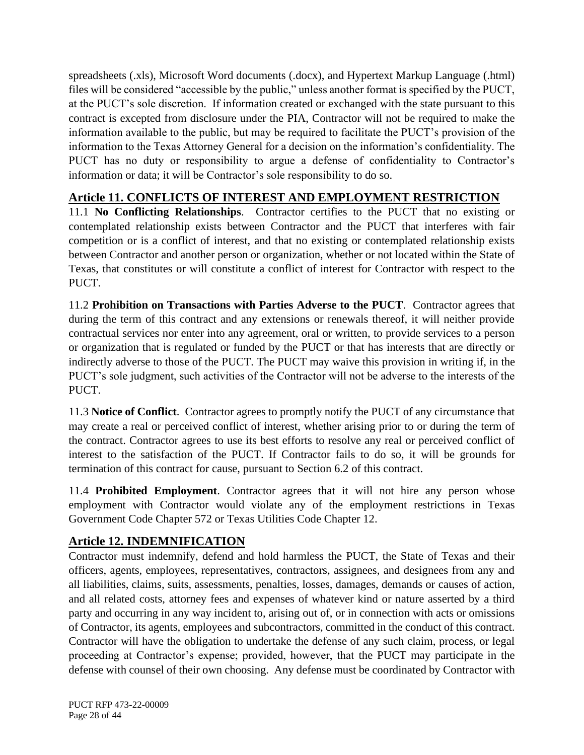spreadsheets (.xls), Microsoft Word documents (.docx), and Hypertext Markup Language (.html) files will be considered "accessible by the public," unless another format is specified by the PUCT, at the PUCT's sole discretion. If information created or exchanged with the state pursuant to this contract is excepted from disclosure under the PIA, Contractor will not be required to make the information available to the public, but may be required to facilitate the PUCT's provision of the information to the Texas Attorney General for a decision on the information's confidentiality. The PUCT has no duty or responsibility to argue a defense of confidentiality to Contractor's information or data; it will be Contractor's sole responsibility to do so.

## Article 11. CONFLICTS OF INTEREST AND EMPLOYMENT RESTRICTION

11.1 **No Conflicting Relationships**. Contractor certifies to the PUCT that no existing or contemplated relationship exists between Contractor and the PUCT that interferes with fair competition or is a conflict of interest, and that no existing or contemplated relationship exists between Contractor and another person or organization, whether or not located within the State of Texas, that constitutes or will constitute a conflict of interest for Contractor with respect to the PUCT.

11.2 **Prohibition on Transactions with Parties Adverse to the PUCT**. Contractor agrees that during the term of this contract and any extensions or renewals thereof, it will neither provide contractual services nor enter into any agreement, oral or written, to provide services to a person or organization that is regulated or funded by the PUCT or that has interests that are directly or indirectly adverse to those of the PUCT. The PUCT may waive this provision in writing if, in the PUCT's sole judgment, such activities of the Contractor will not be adverse to the interests of the PUCT.

11.3 **Notice of Conflict**. Contractor agrees to promptly notify the PUCT of any circumstance that may create a real or perceived conflict of interest, whether arising prior to or during the term of the contract. Contractor agrees to use its best efforts to resolve any real or perceived conflict of interest to the satisfaction of the PUCT. If Contractor fails to do so, it will be grounds for termination of this contract for cause, pursuant to Section 6.2 of this contract.

11.4 **Prohibited Employment**. Contractor agrees that it will not hire any person whose employment with Contractor would violate any of the employment restrictions in Texas Government Code Chapter 572 or Texas Utilities Code Chapter 12.

## Article 12. INDEMNIFICATION

Contractor must indemnify, defend and hold harmless the PUCT, the State of Texas and their officers, agents, employees, representatives, contractors, assignees, and designees from any and all liabilities, claims, suits, assessments, penalties, losses, damages, demands or causes of action, and all related costs, attorney fees and expenses of whatever kind or nature asserted by a third party and occurring in any way incident to, arising out of, or in connection with acts or omissions of Contractor, its agents, employees and subcontractors, committed in the conduct of this contract. Contractor will have the obligation to undertake the defense of any such claim, process, or legal proceeding at Contractor's expense; provided, however, that the PUCT may participate in the defense with counsel of their own choosing. Any defense must be coordinated by Contractor with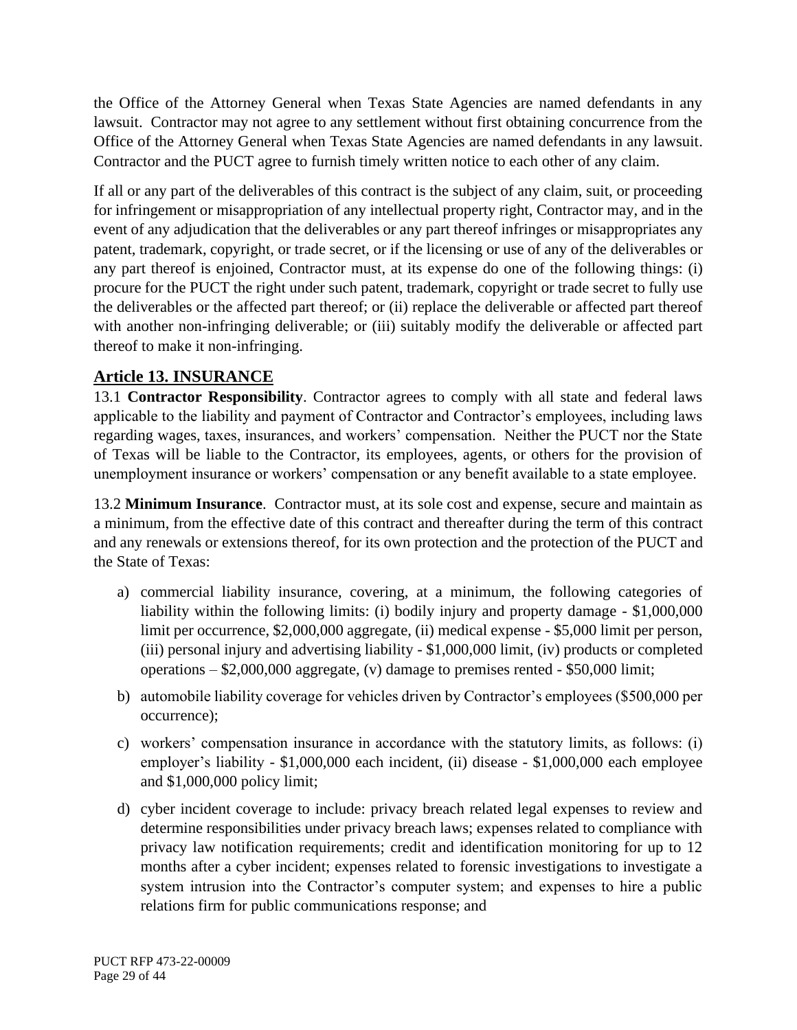the Office of the Attorney General when Texas State Agencies are named defendants in any lawsuit. Contractor may not agree to any settlement without first obtaining concurrence from the Office of the Attorney General when Texas State Agencies are named defendants in any lawsuit. Contractor and the PUCT agree to furnish timely written notice to each other of any claim.

If all or any part of the deliverables of this contract is the subject of any claim, suit, or proceeding for infringement or misappropriation of any intellectual property right, Contractor may, and in the event of any adjudication that the deliverables or any part thereof infringes or misappropriates any patent, trademark, copyright, or trade secret, or if the licensing or use of any of the deliverables or any part thereof is enjoined, Contractor must, at its expense do one of the following things: (i) procure for the PUCT the right under such patent, trademark, copyright or trade secret to fully use the deliverables or the affected part thereof; or (ii) replace the deliverable or affected part thereof with another non-infringing deliverable; or (iii) suitably modify the deliverable or affected part thereof to make it non-infringing.

## Article 13. INSURANCE

13.1 **Contractor Responsibility**. Contractor agrees to comply with all state and federal laws applicable to the liability and payment of Contractor and Contractor's employees, including laws regarding wages, taxes, insurances, and workers' compensation. Neither the PUCT nor the State of Texas will be liable to the Contractor, its employees, agents, or others for the provision of unemployment insurance or workers' compensation or any benefit available to a state employee.

13.2 **Minimum Insurance**. Contractor must, at its sole cost and expense, secure and maintain as a minimum, from the effective date of this contract and thereafter during the term of this contract and any renewals or extensions thereof, for its own protection and the protection of the PUCT and the State of Texas:

a) commercial liability insurance, covering, at a minimum, the following categories of liability within the following limits: (i) bodily injury and property damage - $1,000,000 limit per occurrence, $2,000,000 aggregate, (ii) medical expense - $5,000 limit per person, (iii) personal injury and advertising liability - $1,000,000 limit, (iv) products or completed operations – $2,000,000 aggregate, (v) damage to premises rented - $50,000 limit;

b) automobile liability coverage for vehicles driven by Contractor's employees ($500,000 per occurrence);

c) workers' compensation insurance in accordance with the statutory limits, as follows: (i) employer's liability - $1,000,000 each incident, (ii) disease - $1,000,000 each employee and $1,000,000 policy limit;

d) cyber incident coverage to include: privacy breach related legal expenses to review and determine responsibilities under privacy breach laws; expenses related to compliance with privacy law notification requirements; credit and identification monitoring for up to 12 months after a cyber incident; expenses related to forensic investigations to investigate a system intrusion into the Contractor's computer system; and expenses to hire a public relations firm for public communications response; and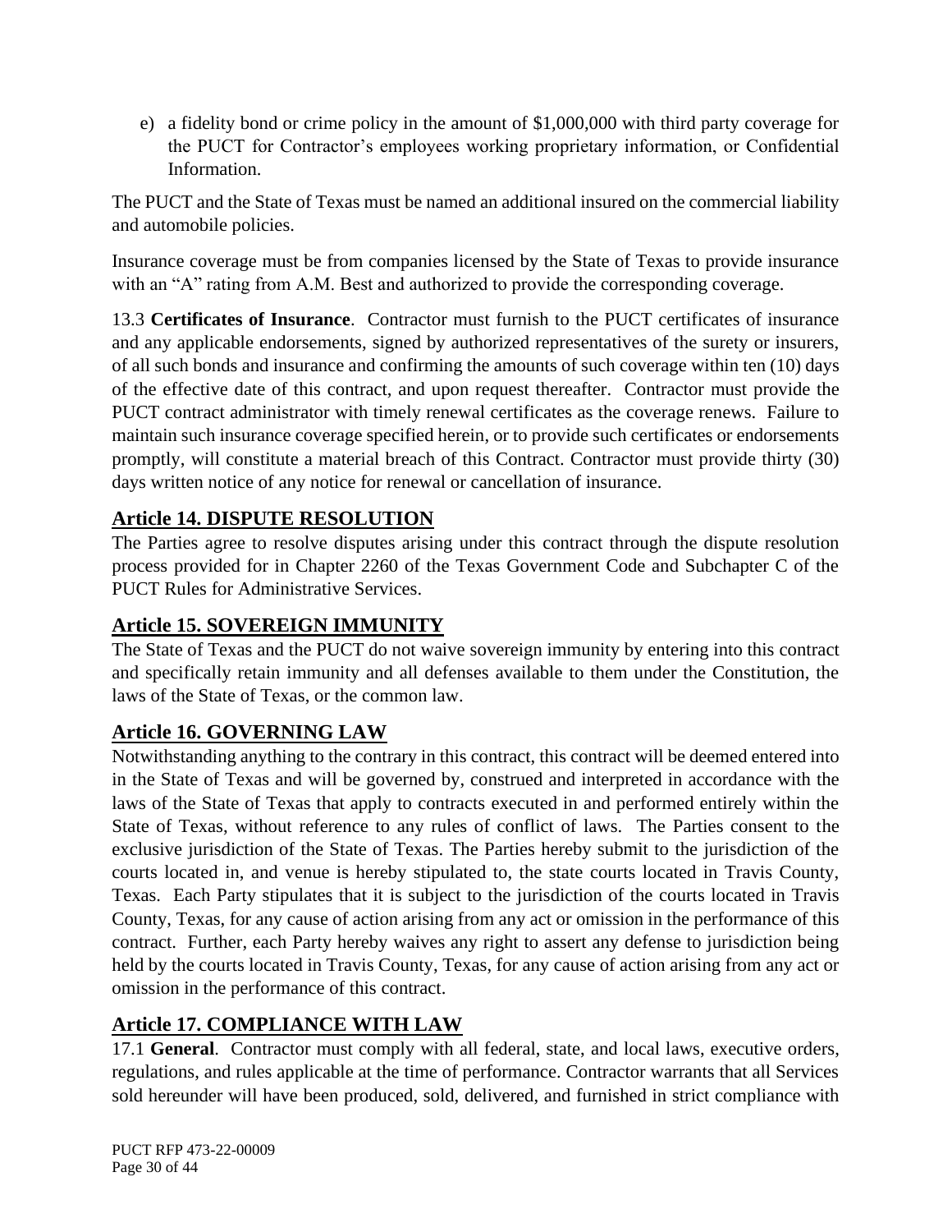e) a fidelity bond or crime policy in the amount of $1,000,000 with third party coverage for the PUCT for Contractor's employees working proprietary information, or Confidential Information.

The PUCT and the State of Texas must be named an additional insured on the commercial liability and automobile policies.

Insurance coverage must be from companies licensed by the State of Texas to provide insurance with an "A" rating from A.M. Best and authorized to provide the corresponding coverage.

13.3 **Certificates of Insurance**. Contractor must furnish to the PUCT certificates of insurance and any applicable endorsements, signed by authorized representatives of the surety or insurers, of all such bonds and insurance and confirming the amounts of such coverage within ten (10) days of the effective date of this contract, and upon request thereafter. Contractor must provide the PUCT contract administrator with timely renewal certificates as the coverage renews. Failure to maintain such insurance coverage specified herein, or to provide such certificates or endorsements promptly, will constitute a material breach of this Contract. Contractor must provide thirty (30) days written notice of any notice for renewal or cancellation of insurance.

## Article 14. DISPUTE RESOLUTION

The Parties agree to resolve disputes arising under this contract through the dispute resolution process provided for in Chapter 2260 of the Texas Government Code and Subchapter C of the PUCT Rules for Administrative Services.

## Article 15. SOVEREIGN IMMUNITY

The State of Texas and the PUCT do not waive sovereign immunity by entering into this contract and specifically retain immunity and all defenses available to them under the Constitution, the laws of the State of Texas, or the common law.

## Article 16. GOVERNING LAW

Notwithstanding anything to the contrary in this contract, this contract will be deemed entered into in the State of Texas and will be governed by, construed and interpreted in accordance with the laws of the State of Texas that apply to contracts executed in and performed entirely within the State of Texas, without reference to any rules of conflict of laws. The Parties consent to the exclusive jurisdiction of the State of Texas. The Parties hereby submit to the jurisdiction of the courts located in, and venue is hereby stipulated to, the state courts located in Travis County, Texas. Each Party stipulates that it is subject to the jurisdiction of the courts located in Travis County, Texas, for any cause of action arising from any act or omission in the performance of this contract. Further, each Party hereby waives any right to assert any defense to jurisdiction being held by the courts located in Travis County, Texas, for any cause of action arising from any act or omission in the performance of this contract.

## Article 17. COMPLIANCE WITH LAW

17.1 **General**. Contractor must comply with all federal, state, and local laws, executive orders, regulations, and rules applicable at the time of performance. Contractor warrants that all Services sold hereunder will have been produced, sold, delivered, and furnished in strict compliance with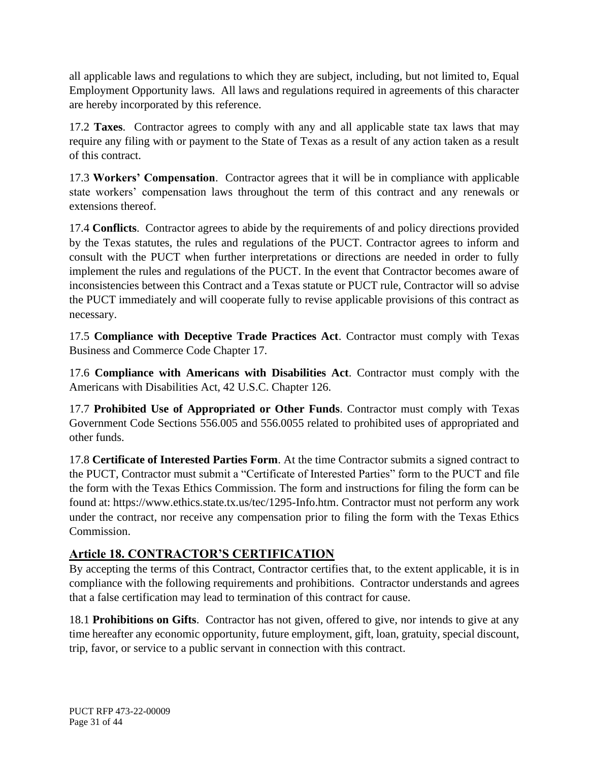all applicable laws and regulations to which they are subject, including, but not limited to, Equal Employment Opportunity laws. All laws and regulations required in agreements of this character are hereby incorporated by this reference.

17.2 **Taxes**. Contractor agrees to comply with any and all applicable state tax laws that may require any filing with or payment to the State of Texas as a result of any action taken as a result of this contract.

17.3 **Workers' Compensation**. Contractor agrees that it will be in compliance with applicable state workers' compensation laws throughout the term of this contract and any renewals or extensions thereof.

17.4 **Conflicts**. Contractor agrees to abide by the requirements of and policy directions provided by the Texas statutes, the rules and regulations of the PUCT. Contractor agrees to inform and consult with the PUCT when further interpretations or directions are needed in order to fully implement the rules and regulations of the PUCT. In the event that Contractor becomes aware of inconsistencies between this Contract and a Texas statute or PUCT rule, Contractor will so advise the PUCT immediately and will cooperate fully to revise applicable provisions of this contract as necessary.

17.5 **Compliance with Deceptive Trade Practices Act**. Contractor must comply with Texas Business and Commerce Code Chapter 17.

17.6 **Compliance with Americans with Disabilities Act**. Contractor must comply with the Americans with Disabilities Act, 42 U.S.C. Chapter 126.

17.7 **Prohibited Use of Appropriated or Other Funds**. Contractor must comply with Texas Government Code Sections 556.005 and 556.0055 related to prohibited uses of appropriated and other funds.

17.8 **Certificate of Interested Parties Form**. At the time Contractor submits a signed contract to the PUCT, Contractor must submit a "Certificate of Interested Parties" form to the PUCT and file the form with the Texas Ethics Commission. The form and instructions for filing the form can be found at: https://www.ethics.state.tx.us/tec/1295-Info.htm. Contractor must not perform any work under the contract, nor receive any compensation prior to filing the form with the Texas Ethics Commission.

## Article 18. CONTRACTOR'S CERTIFICATION

By accepting the terms of this Contract, Contractor certifies that, to the extent applicable, it is in compliance with the following requirements and prohibitions. Contractor understands and agrees that a false certification may lead to termination of this contract for cause.

18.1 **Prohibitions on Gifts**. Contractor has not given, offered to give, nor intends to give at any time hereafter any economic opportunity, future employment, gift, loan, gratuity, special discount, trip, favor, or service to a public servant in connection with this contract.

PUCT RFP 473-22-00009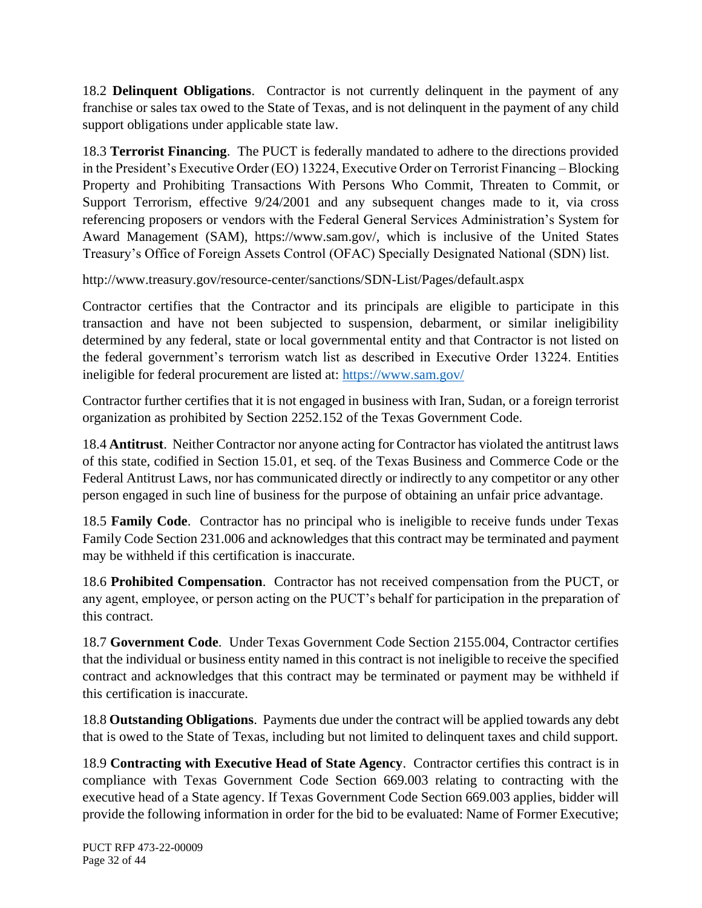18.2 **Delinquent Obligations**. Contractor is not currently delinquent in the payment of any franchise or sales tax owed to the State of Texas, and is not delinquent in the payment of any child support obligations under applicable state law.

18.3 **Terrorist Financing**. The PUCT is federally mandated to adhere to the directions provided in the President's Executive Order (EO) 13224, Executive Order on Terrorist Financing – Blocking Property and Prohibiting Transactions With Persons Who Commit, Threaten to Commit, or Support Terrorism, effective 9/24/2001 and any subsequent changes made to it, via cross referencing proposers or vendors with the Federal General Services Administration's System for Award Management (SAM), https://www.sam.gov/, which is inclusive of the United States Treasury's Office of Foreign Assets Control (OFAC) Specially Designated National (SDN) list.

http://www.treasury.gov/resource-center/sanctions/SDN-List/Pages/default.aspx

Contractor certifies that the Contractor and its principals are eligible to participate in this transaction and have not been subjected to suspension, debarment, or similar ineligibility determined by any federal, state or local governmental entity and that Contractor is not listed on the federal government's terrorism watch list as described in Executive Order 13224. Entities ineligible for federal procurement are listed at: [https://www.sam.gov/](https://www.sam.gov/)

Contractor further certifies that it is not engaged in business with Iran, Sudan, or a foreign terrorist organization as prohibited by Section 2252.152 of the Texas Government Code.

18.4 **Antitrust**. Neither Contractor nor anyone acting for Contractor has violated the antitrust laws of this state, codified in Section 15.01, et seq. of the Texas Business and Commerce Code or the Federal Antitrust Laws, nor has communicated directly or indirectly to any competitor or any other person engaged in such line of business for the purpose of obtaining an unfair price advantage.

18.5 **Family Code**. Contractor has no principal who is ineligible to receive funds under Texas Family Code Section 231.006 and acknowledges that this contract may be terminated and payment may be withheld if this certification is inaccurate.

18.6 **Prohibited Compensation**. Contractor has not received compensation from the PUCT, or any agent, employee, or person acting on the PUCT's behalf for participation in the preparation of this contract.

18.7 **Government Code**. Under Texas Government Code Section 2155.004, Contractor certifies that the individual or business entity named in this contract is not ineligible to receive the specified contract and acknowledges that this contract may be terminated or payment may be withheld if this certification is inaccurate.

18.8 **Outstanding Obligations**. Payments due under the contract will be applied towards any debt that is owed to the State of Texas, including but not limited to delinquent taxes and child support.

18.9 **Contracting with Executive Head of State Agency**. Contractor certifies this contract is in compliance with Texas Government Code Section 669.003 relating to contracting with the executive head of a State agency. If Texas Government Code Section 669.003 applies, bidder will provide the following information in order for the bid to be evaluated: Name of Former Executive;

PUCT RFP 473-22-00009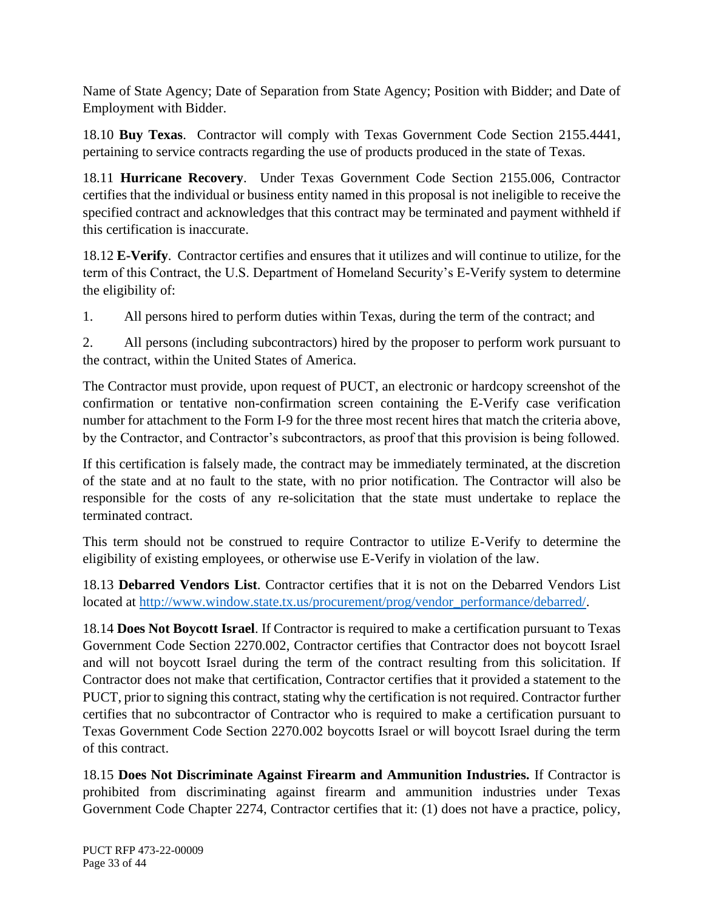Name of State Agency; Date of Separation from State Agency; Position with Bidder; and Date of Employment with Bidder.

18.10 **Buy Texas**. Contractor will comply with Texas Government Code Section 2155.4441, pertaining to service contracts regarding the use of products produced in the state of Texas.

18.11 **Hurricane Recovery**. Under Texas Government Code Section 2155.006, Contractor certifies that the individual or business entity named in this proposal is not ineligible to receive the specified contract and acknowledges that this contract may be terminated and payment withheld if this certification is inaccurate.

18.12 **E-Verify**. Contractor certifies and ensures that it utilizes and will continue to utilize, for the term of this Contract, the U.S. Department of Homeland Security's E-Verify system to determine the eligibility of:

1. All persons hired to perform duties within Texas, during the term of the contract; and

2. All persons (including subcontractors) hired by the proposer to perform work pursuant to the contract, within the United States of America.

The Contractor must provide, upon request of PUCT, an electronic or hardcopy screenshot of the confirmation or tentative non-confirmation screen containing the E-Verify case verification number for attachment to the Form I-9 for the three most recent hires that match the criteria above, by the Contractor, and Contractor's subcontractors, as proof that this provision is being followed.

If this certification is falsely made, the contract may be immediately terminated, at the discretion of the state and at no fault to the state, with no prior notification. The Contractor will also be responsible for the costs of any re-solicitation that the state must undertake to replace the terminated contract.

This term should not be construed to require Contractor to utilize E-Verify to determine the eligibility of existing employees, or otherwise use E-Verify in violation of the law.

18.13 **Debarred Vendors List**. Contractor certifies that it is not on the Debarred Vendors List located at [http://www.window.state.tx.us/procurement/prog/vendor_performance/debarred/](http://www.window.state.tx.us/procurement/prog/vendor_performance/debarred/).

18.14 **Does Not Boycott Israel**. If Contractor is required to make a certification pursuant to Texas Government Code Section 2270.002, Contractor certifies that Contractor does not boycott Israel and will not boycott Israel during the term of the contract resulting from this solicitation. If Contractor does not make that certification, Contractor certifies that it provided a statement to the PUCT, prior to signing this contract, stating why the certification is not required. Contractor further certifies that no subcontractor of Contractor who is required to make a certification pursuant to Texas Government Code Section 2270.002 boycotts Israel or will boycott Israel during the term of this contract.

18.15 **Does Not Discriminate Against Firearm and Ammunition Industries.** If Contractor is prohibited from discriminating against firearm and ammunition industries under Texas Government Code Chapter 2274, Contractor certifies that it: (1) does not have a practice, policy,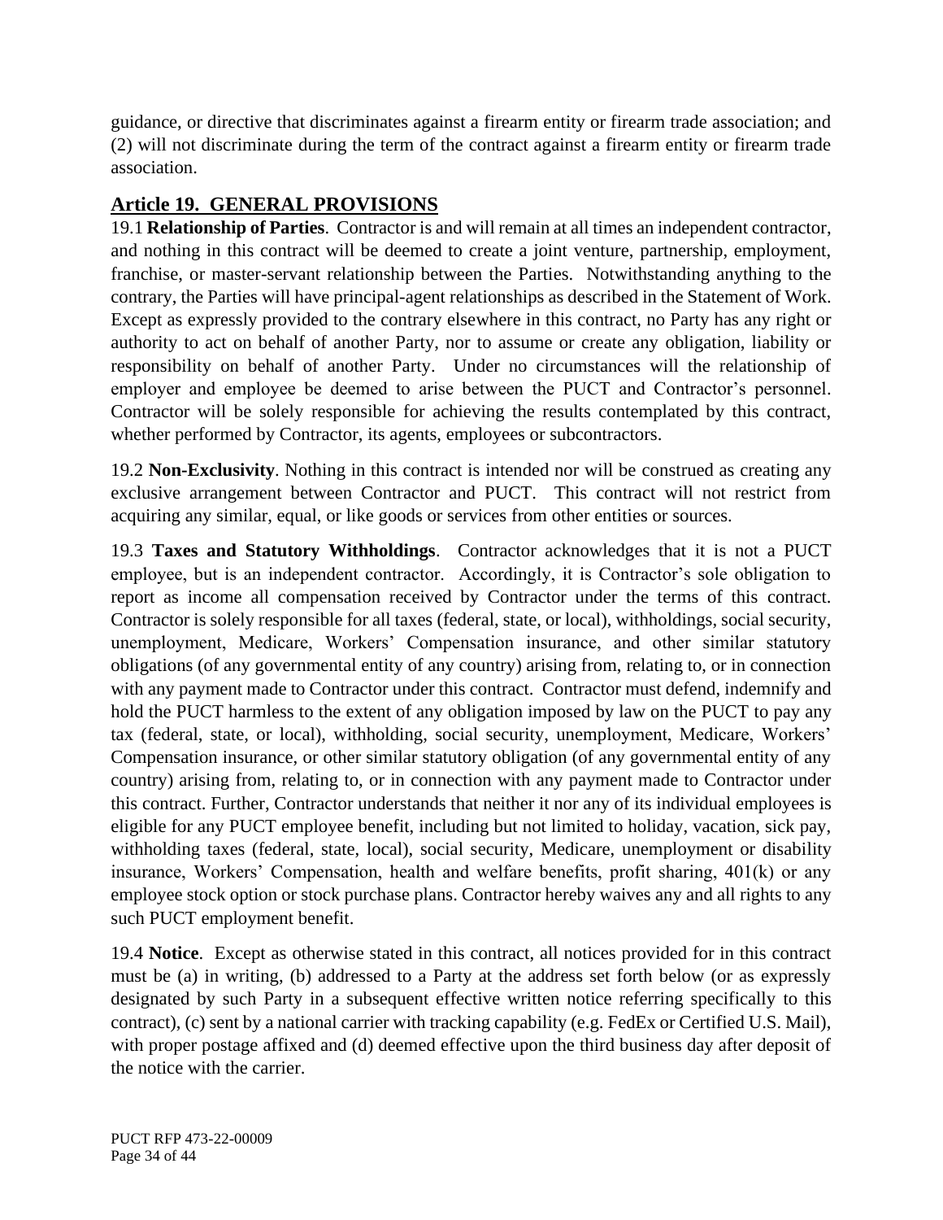guidance, or directive that discriminates against a firearm entity or firearm trade association; and (2) will not discriminate during the term of the contract against a firearm entity or firearm trade association.

## Article 19. GENERAL PROVISIONS

19.1 **Relationship of Parties**. Contractor is and will remain at all times an independent contractor, and nothing in this contract will be deemed to create a joint venture, partnership, employment, franchise, or master-servant relationship between the Parties. Notwithstanding anything to the contrary, the Parties will have principal-agent relationships as described in the Statement of Work. Except as expressly provided to the contrary elsewhere in this contract, no Party has any right or authority to act on behalf of another Party, nor to assume or create any obligation, liability or responsibility on behalf of another Party. Under no circumstances will the relationship of employer and employee be deemed to arise between the PUCT and Contractor's personnel. Contractor will be solely responsible for achieving the results contemplated by this contract, whether performed by Contractor, its agents, employees or subcontractors.

19.2 **Non-Exclusivity**. Nothing in this contract is intended nor will be construed as creating any exclusive arrangement between Contractor and PUCT. This contract will not restrict from acquiring any similar, equal, or like goods or services from other entities or sources.

19.3 **Taxes and Statutory Withholdings**. Contractor acknowledges that it is not a PUCT employee, but is an independent contractor. Accordingly, it is Contractor's sole obligation to report as income all compensation received by Contractor under the terms of this contract. Contractor is solely responsible for all taxes (federal, state, or local), withholdings, social security, unemployment, Medicare, Workers' Compensation insurance, and other similar statutory obligations (of any governmental entity of any country) arising from, relating to, or in connection with any payment made to Contractor under this contract. Contractor must defend, indemnify and hold the PUCT harmless to the extent of any obligation imposed by law on the PUCT to pay any tax (federal, state, or local), withholding, social security, unemployment, Medicare, Workers' Compensation insurance, or other similar statutory obligation (of any governmental entity of any country) arising from, relating to, or in connection with any payment made to Contractor under this contract. Further, Contractor understands that neither it nor any of its individual employees is eligible for any PUCT employee benefit, including but not limited to holiday, vacation, sick pay, withholding taxes (federal, state, local), social security, Medicare, unemployment or disability insurance, Workers' Compensation, health and welfare benefits, profit sharing, 401(k) or any employee stock option or stock purchase plans. Contractor hereby waives any and all rights to any such PUCT employment benefit.

19.4 **Notice**. Except as otherwise stated in this contract, all notices provided for in this contract must be (a) in writing, (b) addressed to a Party at the address set forth below (or as expressly designated by such Party in a subsequent effective written notice referring specifically to this contract), (c) sent by a national carrier with tracking capability (e.g. FedEx or Certified U.S. Mail), with proper postage affixed and (d) deemed effective upon the third business day after deposit of the notice with the carrier.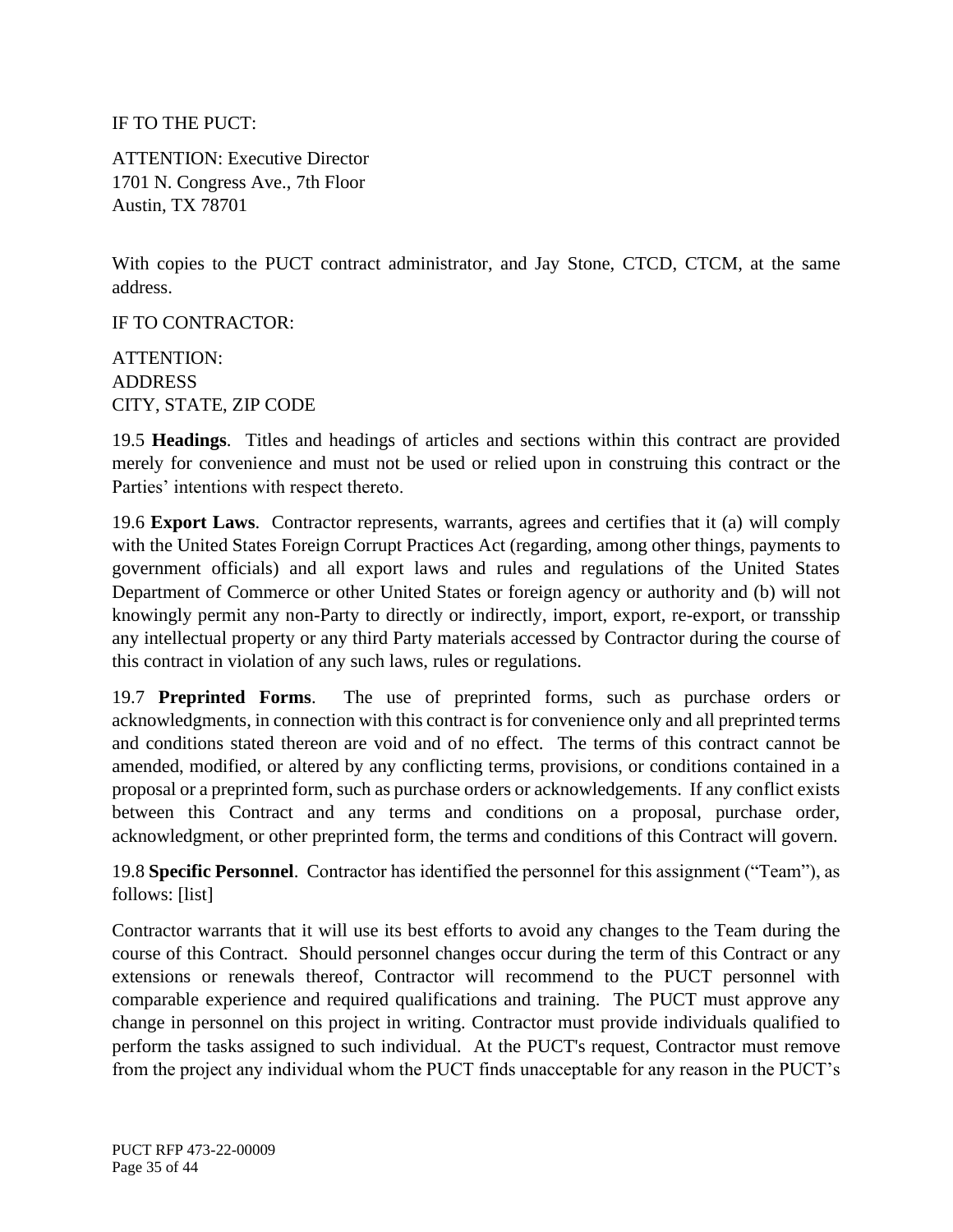IF TO THE PUCT:

ATTENTION: Executive Director
1701 N. Congress Ave., 7th Floor
Austin, TX 78701

With copies to the PUCT contract administrator, and Jay Stone, CTCD, CTCM, at the same address.

IF TO CONTRACTOR:

ATTENTION:
ADDRESS
CITY, STATE, ZIP CODE

19.5 **Headings**. Titles and headings of articles and sections within this contract are provided merely for convenience and must not be used or relied upon in construing this contract or the Parties' intentions with respect thereto.

19.6 **Export Laws**. Contractor represents, warrants, agrees and certifies that it (a) will comply with the United States Foreign Corrupt Practices Act (regarding, among other things, payments to government officials) and all export laws and rules and regulations of the United States Department of Commerce or other United States or foreign agency or authority and (b) will not knowingly permit any non-Party to directly or indirectly, import, export, re-export, or transship any intellectual property or any third Party materials accessed by Contractor during the course of this contract in violation of any such laws, rules or regulations.

19.7 **Preprinted Forms**. The use of preprinted forms, such as purchase orders or acknowledgments, in connection with this contract is for convenience only and all preprinted terms and conditions stated thereon are void and of no effect. The terms of this contract cannot be amended, modified, or altered by any conflicting terms, provisions, or conditions contained in a proposal or a preprinted form, such as purchase orders or acknowledgements. If any conflict exists between this Contract and any terms and conditions on a proposal, purchase order, acknowledgment, or other preprinted form, the terms and conditions of this Contract will govern.

19.8 **Specific Personnel**. Contractor has identified the personnel for this assignment ("Team"), as follows: [list]

Contractor warrants that it will use its best efforts to avoid any changes to the Team during the course of this Contract. Should personnel changes occur during the term of this Contract or any extensions or renewals thereof, Contractor will recommend to the PUCT personnel with comparable experience and required qualifications and training. The PUCT must approve any change in personnel on this project in writing. Contractor must provide individuals qualified to perform the tasks assigned to such individual. At the PUCT's request, Contractor must remove from the project any individual whom the PUCT finds unacceptable for any reason in the PUCT's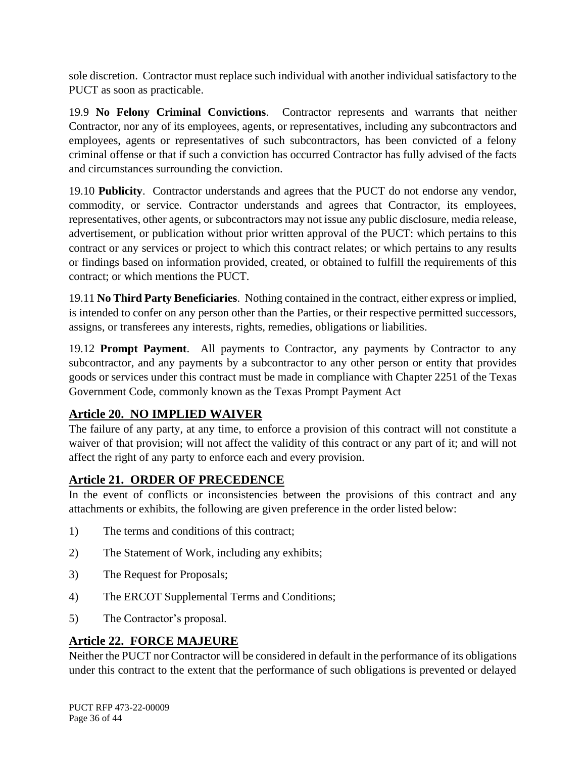sole discretion. Contractor must replace such individual with another individual satisfactory to the PUCT as soon as practicable.

19.9 **No Felony Criminal Convictions**. Contractor represents and warrants that neither Contractor, nor any of its employees, agents, or representatives, including any subcontractors and employees, agents or representatives of such subcontractors, has been convicted of a felony criminal offense or that if such a conviction has occurred Contractor has fully advised of the facts and circumstances surrounding the conviction.

19.10 **Publicity**. Contractor understands and agrees that the PUCT do not endorse any vendor, commodity, or service. Contractor understands and agrees that Contractor, its employees, representatives, other agents, or subcontractors may not issue any public disclosure, media release, advertisement, or publication without prior written approval of the PUCT: which pertains to this contract or any services or project to which this contract relates; or which pertains to any results or findings based on information provided, created, or obtained to fulfill the requirements of this contract; or which mentions the PUCT.

19.11 **No Third Party Beneficiaries**. Nothing contained in the contract, either express or implied, is intended to confer on any person other than the Parties, or their respective permitted successors, assigns, or transferees any interests, rights, remedies, obligations or liabilities.

19.12 **Prompt Payment**. All payments to Contractor, any payments by Contractor to any subcontractor, and any payments by a subcontractor to any other person or entity that provides goods or services under this contract must be made in compliance with Chapter 2251 of the Texas Government Code, commonly known as the Texas Prompt Payment Act

## Article 20. NO IMPLIED WAIVER

The failure of any party, at any time, to enforce a provision of this contract will not constitute a waiver of that provision; will not affect the validity of this contract or any part of it; and will not affect the right of any party to enforce each and every provision.

## Article 21. ORDER OF PRECEDENCE

In the event of conflicts or inconsistencies between the provisions of this contract and any attachments or exhibits, the following are given preference in the order listed below:

1) The terms and conditions of this contract;

2) The Statement of Work, including any exhibits;

3) The Request for Proposals;

4) The ERCOT Supplemental Terms and Conditions;

5) The Contractor's proposal.

## Article 22. FORCE MAJEURE

Neither the PUCT nor Contractor will be considered in default in the performance of its obligations under this contract to the extent that the performance of such obligations is prevented or delayed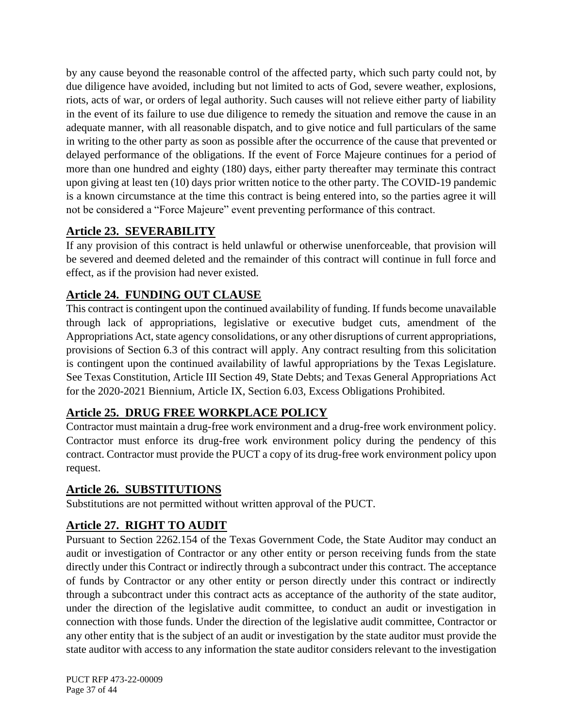by any cause beyond the reasonable control of the affected party, which such party could not, by due diligence have avoided, including but not limited to acts of God, severe weather, explosions, riots, acts of war, or orders of legal authority. Such causes will not relieve either party of liability in the event of its failure to use due diligence to remedy the situation and remove the cause in an adequate manner, with all reasonable dispatch, and to give notice and full particulars of the same in writing to the other party as soon as possible after the occurrence of the cause that prevented or delayed performance of the obligations. If the event of Force Majeure continues for a period of more than one hundred and eighty (180) days, either party thereafter may terminate this contract upon giving at least ten (10) days prior written notice to the other party. The COVID-19 pandemic is a known circumstance at the time this contract is being entered into, so the parties agree it will not be considered a "Force Majeure" event preventing performance of this contract.

## Article 23. SEVERABILITY

If any provision of this contract is held unlawful or otherwise unenforceable, that provision will be severed and deemed deleted and the remainder of this contract will continue in full force and effect, as if the provision had never existed.

## Article 24. FUNDING OUT CLAUSE

This contract is contingent upon the continued availability of funding. If funds become unavailable through lack of appropriations, legislative or executive budget cuts, amendment of the Appropriations Act, state agency consolidations, or any other disruptions of current appropriations, provisions of Section 6.3 of this contract will apply. Any contract resulting from this solicitation is contingent upon the continued availability of lawful appropriations by the Texas Legislature. See Texas Constitution, Article III Section 49, State Debts; and Texas General Appropriations Act for the 2020-2021 Biennium, Article IX, Section 6.03, Excess Obligations Prohibited.

## Article 25. DRUG FREE WORKPLACE POLICY

Contractor must maintain a drug-free work environment and a drug-free work environment policy. Contractor must enforce its drug-free work environment policy during the pendency of this contract. Contractor must provide the PUCT a copy of its drug-free work environment policy upon request.

## Article 26. SUBSTITUTIONS

Substitutions are not permitted without written approval of the PUCT.

## Article 27. RIGHT TO AUDIT

Pursuant to Section 2262.154 of the Texas Government Code, the State Auditor may conduct an audit or investigation of Contractor or any other entity or person receiving funds from the state directly under this Contract or indirectly through a subcontract under this contract. The acceptance of funds by Contractor or any other entity or person directly under this contract or indirectly through a subcontract under this contract acts as acceptance of the authority of the state auditor, under the direction of the legislative audit committee, to conduct an audit or investigation in connection with those funds. Under the direction of the legislative audit committee, Contractor or any other entity that is the subject of an audit or investigation by the state auditor must provide the state auditor with access to any information the state auditor considers relevant to the investigation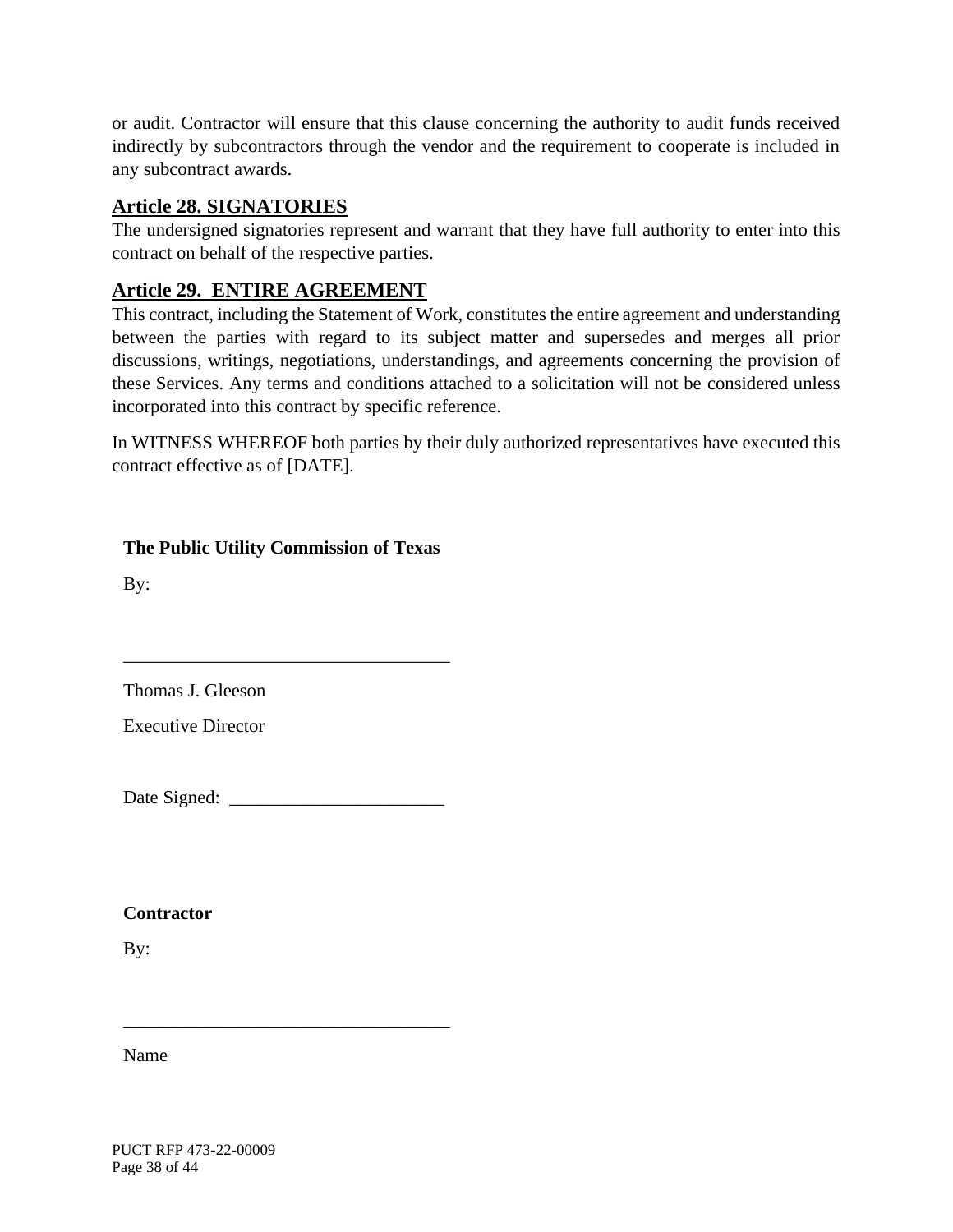or audit. Contractor will ensure that this clause concerning the authority to audit funds received indirectly by subcontractors through the vendor and the requirement to cooperate is included in any subcontract awards.

## Article 28. SIGNATORIES

The undersigned signatories represent and warrant that they have full authority to enter into this contract on behalf of the respective parties.

## Article 29. ENTIRE AGREEMENT

This contract, including the Statement of Work, constitutes the entire agreement and understanding between the parties with regard to its subject matter and supersedes and merges all prior discussions, writings, negotiations, understandings, and agreements concerning the provision of these Services. Any terms and conditions attached to a solicitation will not be considered unless incorporated into this contract by specific reference.

In WITNESS WHEREOF both parties by their duly authorized representatives have executed this contract effective as of [DATE].

**The Public Utility Commission of Texas**

By:

___________________________________

Thomas J. Gleeson

Executive Director

Date Signed: ______________________

**Contractor**

By:

___________________________________

Name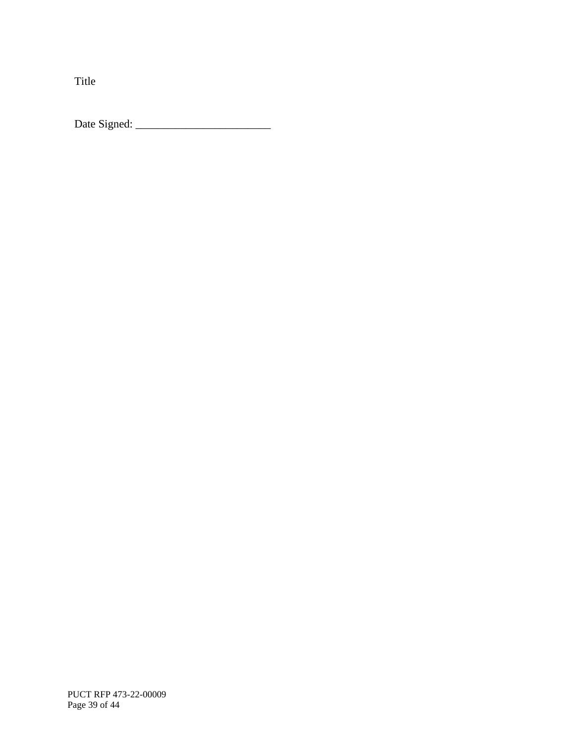Title

Date Signed: ________________________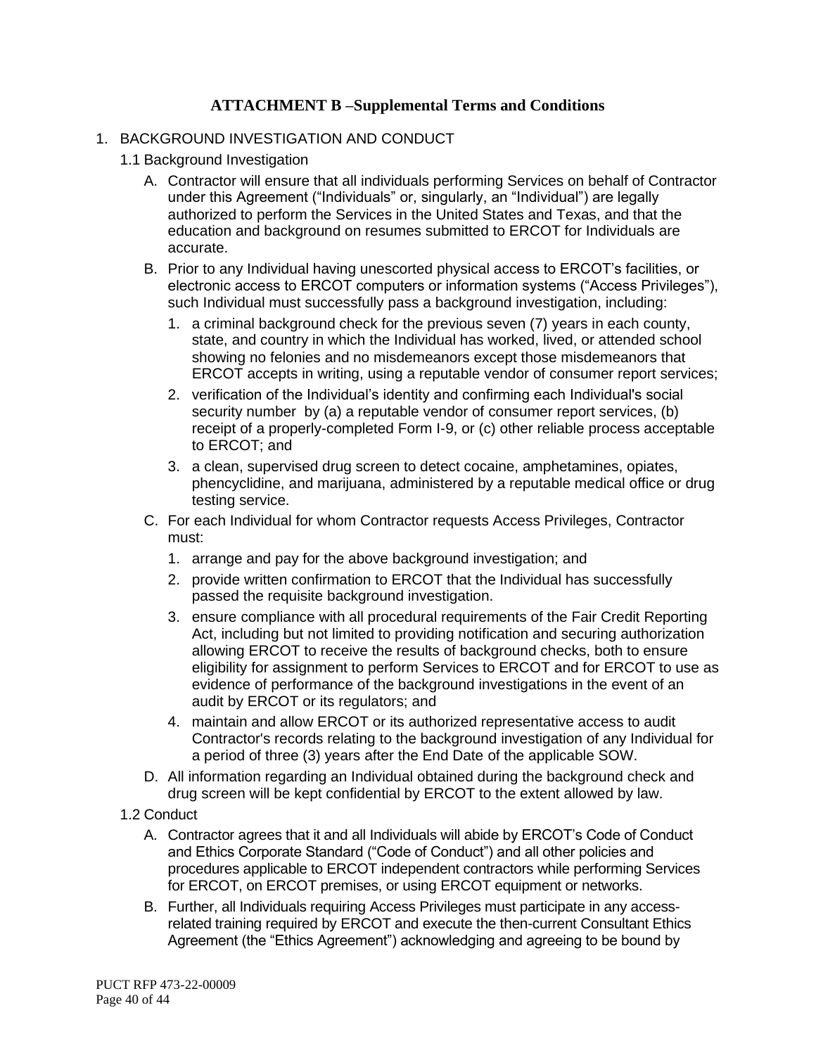## ATTACHMENT B –Supplemental Terms and Conditions

1. BACKGROUND INVESTIGATION AND CONDUCT

   1.1 Background Investigation

   A. Contractor will ensure that all individuals performing Services on behalf of Contractor under this Agreement ("Individuals" or, singularly, an "Individual") are legally authorized to perform the Services in the United States and Texas, and that the education and background on resumes submitted to ERCOT for Individuals are accurate.

   B. Prior to any Individual having unescorted physical access to ERCOT's facilities, or electronic access to ERCOT computers or information systems ("Access Privileges"), such Individual must successfully pass a background investigation, including:

      1. a criminal background check for the previous seven (7) years in each county, state, and country in which the Individual has worked, lived, or attended school showing no felonies and no misdemeanors except those misdemeanors that ERCOT accepts in writing, using a reputable vendor of consumer report services;
      2. verification of the Individual's identity and confirming each Individual's social security number by (a) a reputable vendor of consumer report services, (b) receipt of a properly-completed Form I-9, or (c) other reliable process acceptable to ERCOT; and
      3. a clean, supervised drug screen to detect cocaine, amphetamines, opiates, phencyclidine, and marijuana, administered by a reputable medical office or drug testing service.

   C. For each Individual for whom Contractor requests Access Privileges, Contractor must:

      1. arrange and pay for the above background investigation; and
      2. provide written confirmation to ERCOT that the Individual has successfully passed the requisite background investigation.
      3. ensure compliance with all procedural requirements of the Fair Credit Reporting Act, including but not limited to providing notification and securing authorization allowing ERCOT to receive the results of background checks, both to ensure eligibility for assignment to perform Services to ERCOT and for ERCOT to use as evidence of performance of the background investigations in the event of an audit by ERCOT or its regulators; and
      4. maintain and allow ERCOT or its authorized representative access to audit Contractor's records relating to the background investigation of any Individual for a period of three (3) years after the End Date of the applicable SOW.

   D. All information regarding an Individual obtained during the background check and drug screen will be kept confidential by ERCOT to the extent allowed by law.

   1.2 Conduct

   A. Contractor agrees that it and all Individuals will abide by ERCOT's Code of Conduct and Ethics Corporate Standard ("Code of Conduct") and all other policies and procedures applicable to ERCOT independent contractors while performing Services for ERCOT, on ERCOT premises, or using ERCOT equipment or networks.

   B. Further, all Individuals requiring Access Privileges must participate in any access-related training required by ERCOT and execute the then-current Consultant Ethics Agreement (the "Ethics Agreement") acknowledging and agreeing to be bound by

PUCT RFP 473-22-00009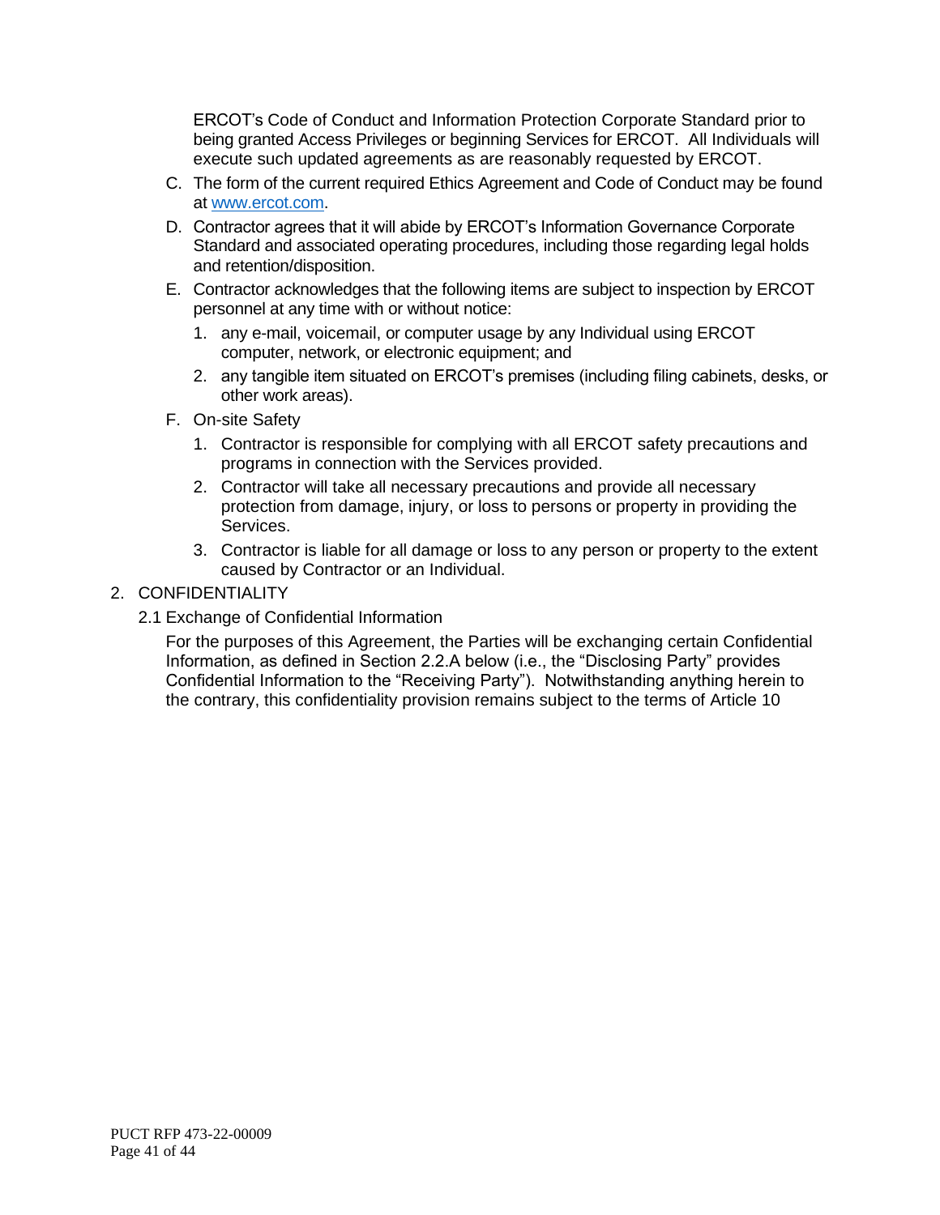ERCOT's Code of Conduct and Information Protection Corporate Standard prior to being granted Access Privileges or beginning Services for ERCOT. All Individuals will execute such updated agreements as are reasonably requested by ERCOT.

C. The form of the current required Ethics Agreement and Code of Conduct may be found at [www.ercot.com](http://www.ercot.com).

D. Contractor agrees that it will abide by ERCOT's Information Governance Corporate Standard and associated operating procedures, including those regarding legal holds and retention/disposition.

E. Contractor acknowledges that the following items are subject to inspection by ERCOT personnel at any time with or without notice:

   1. any e-mail, voicemail, or computer usage by any Individual using ERCOT computer, network, or electronic equipment; and
   2. any tangible item situated on ERCOT's premises (including filing cabinets, desks, or other work areas).

F. On-site Safety

   1. Contractor is responsible for complying with all ERCOT safety precautions and programs in connection with the Services provided.
   2. Contractor will take all necessary precautions and provide all necessary protection from damage, injury, or loss to persons or property in providing the Services.
   3. Contractor is liable for all damage or loss to any person or property to the extent caused by Contractor or an Individual.

2. CONFIDENTIALITY

2.1 Exchange of Confidential Information

For the purposes of this Agreement, the Parties will be exchanging certain Confidential Information, as defined in Section 2.2.A below (i.e., the "Disclosing Party" provides Confidential Information to the "Receiving Party"). Notwithstanding anything herein to the contrary, this confidentiality provision remains subject to the terms of Article 10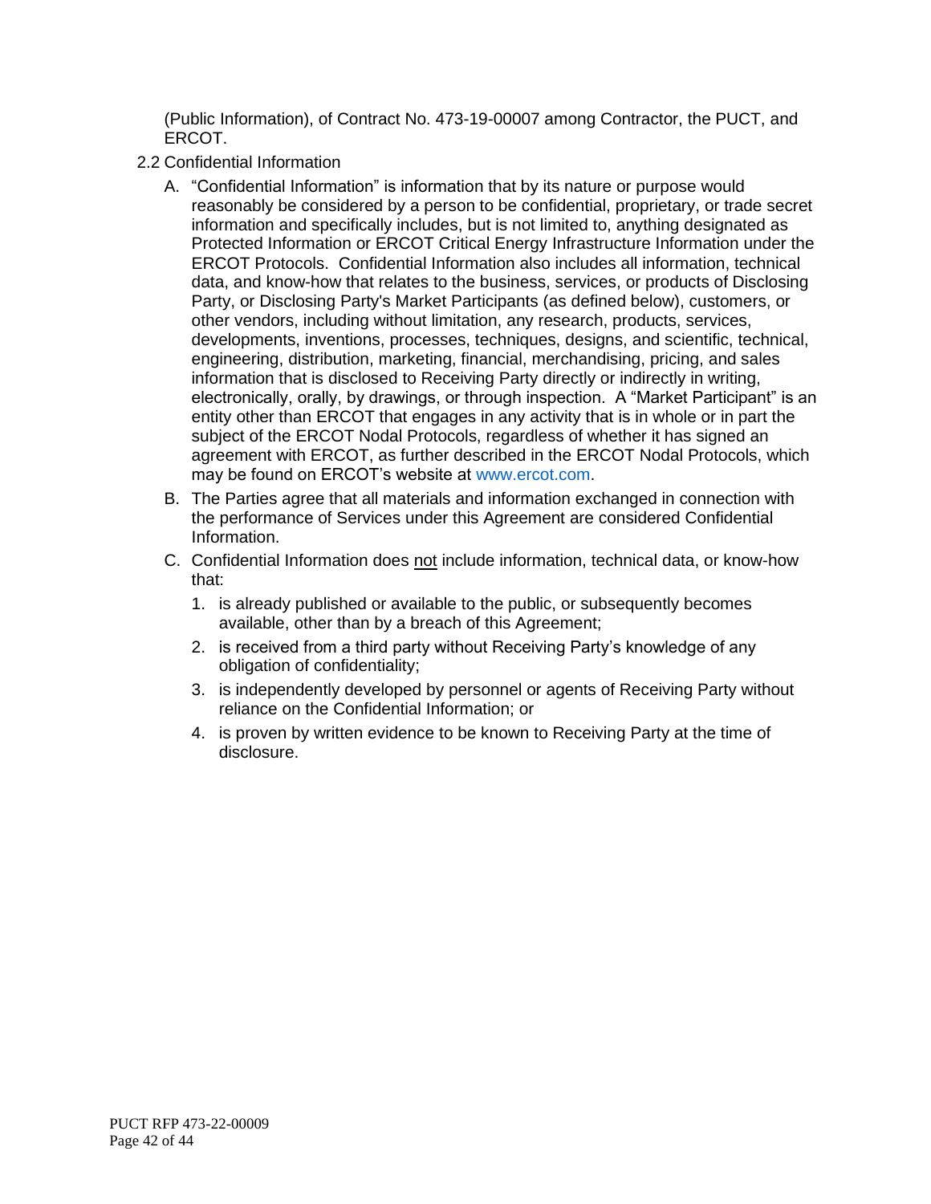(Public Information), of Contract No. 473-19-00007 among Contractor, the PUCT, and ERCOT.

2.2 Confidential Information

A. "Confidential Information" is information that by its nature or purpose would reasonably be considered by a person to be confidential, proprietary, or trade secret information and specifically includes, but is not limited to, anything designated as Protected Information or ERCOT Critical Energy Infrastructure Information under the ERCOT Protocols. Confidential Information also includes all information, technical data, and know-how that relates to the business, services, or products of Disclosing Party, or Disclosing Party's Market Participants (as defined below), customers, or other vendors, including without limitation, any research, products, services, developments, inventions, processes, techniques, designs, and scientific, technical, engineering, distribution, marketing, financial, merchandising, pricing, and sales information that is disclosed to Receiving Party directly or indirectly in writing, electronically, orally, by drawings, or through inspection. A "Market Participant" is an entity other than ERCOT that engages in any activity that is in whole or in part the subject of the ERCOT Nodal Protocols, regardless of whether it has signed an agreement with ERCOT, as further described in the ERCOT Nodal Protocols, which may be found on ERCOT's website at www.ercot.com.

B. The Parties agree that all materials and information exchanged in connection with the performance of Services under this Agreement are considered Confidential Information.

C. Confidential Information does <u>not</u> include information, technical data, or know-how that:

1. is already published or available to the public, or subsequently becomes available, other than by a breach of this Agreement;
2. is received from a third party without Receiving Party's knowledge of any obligation of confidentiality;
3. is independently developed by personnel or agents of Receiving Party without reliance on the Confidential Information; or
4. is proven by written evidence to be known to Receiving Party at the time of disclosure.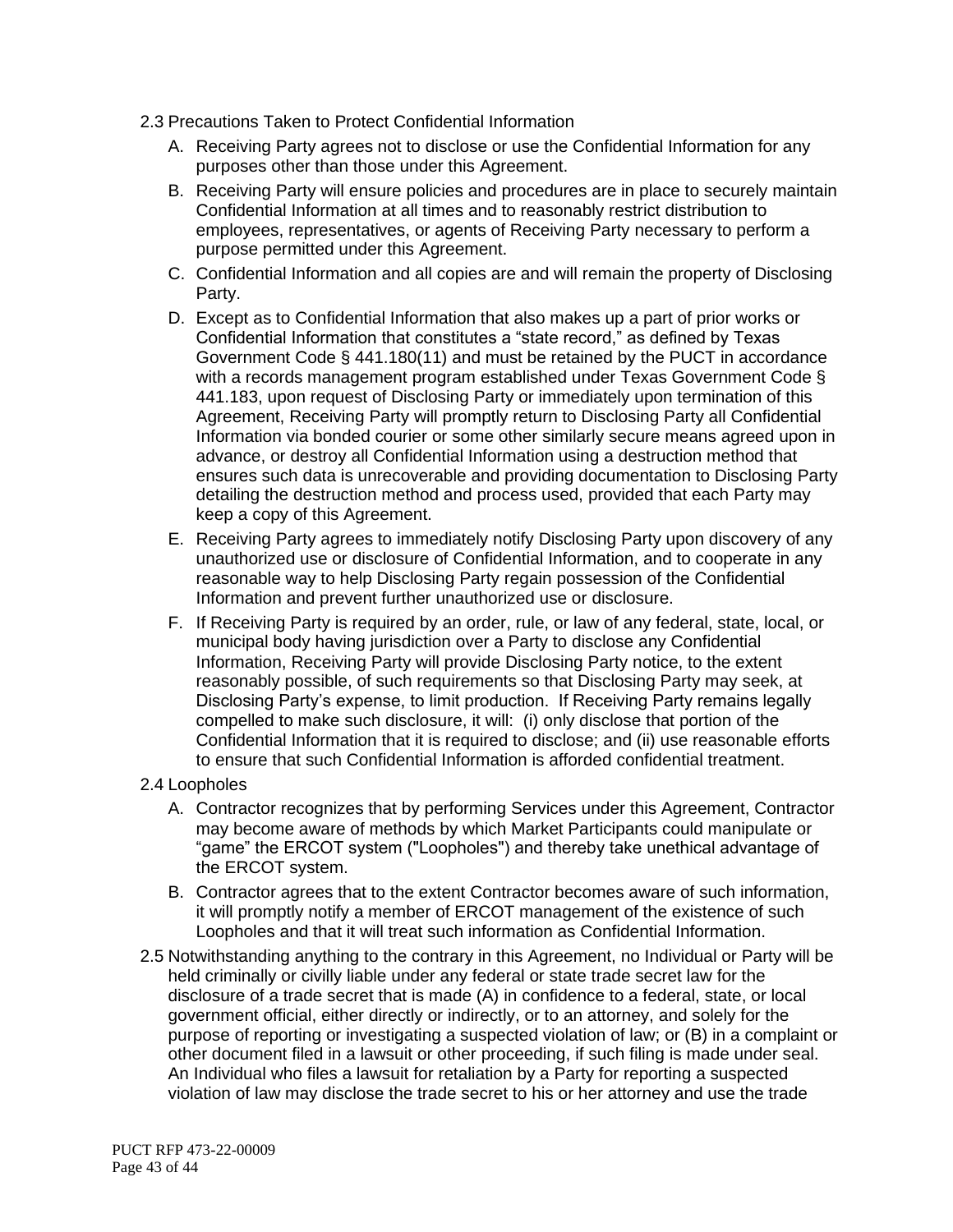2.3 Precautions Taken to Protect Confidential Information

A. Receiving Party agrees not to disclose or use the Confidential Information for any purposes other than those under this Agreement.

B. Receiving Party will ensure policies and procedures are in place to securely maintain Confidential Information at all times and to reasonably restrict distribution to employees, representatives, or agents of Receiving Party necessary to perform a purpose permitted under this Agreement.

C. Confidential Information and all copies are and will remain the property of Disclosing Party.

D. Except as to Confidential Information that also makes up a part of prior works or Confidential Information that constitutes a "state record," as defined by Texas Government Code § 441.180(11) and must be retained by the PUCT in accordance with a records management program established under Texas Government Code § 441.183, upon request of Disclosing Party or immediately upon termination of this Agreement, Receiving Party will promptly return to Disclosing Party all Confidential Information via bonded courier or some other similarly secure means agreed upon in advance, or destroy all Confidential Information using a destruction method that ensures such data is unrecoverable and providing documentation to Disclosing Party detailing the destruction method and process used, provided that each Party may keep a copy of this Agreement.

E. Receiving Party agrees to immediately notify Disclosing Party upon discovery of any unauthorized use or disclosure of Confidential Information, and to cooperate in any reasonable way to help Disclosing Party regain possession of the Confidential Information and prevent further unauthorized use or disclosure.

F. If Receiving Party is required by an order, rule, or law of any federal, state, local, or municipal body having jurisdiction over a Party to disclose any Confidential Information, Receiving Party will provide Disclosing Party notice, to the extent reasonably possible, of such requirements so that Disclosing Party may seek, at Disclosing Party's expense, to limit production. If Receiving Party remains legally compelled to make such disclosure, it will: (i) only disclose that portion of the Confidential Information that it is required to disclose; and (ii) use reasonable efforts to ensure that such Confidential Information is afforded confidential treatment.

2.4 Loopholes

A. Contractor recognizes that by performing Services under this Agreement, Contractor may become aware of methods by which Market Participants could manipulate or "game" the ERCOT system ("Loopholes") and thereby take unethical advantage of the ERCOT system.

B. Contractor agrees that to the extent Contractor becomes aware of such information, it will promptly notify a member of ERCOT management of the existence of such Loopholes and that it will treat such information as Confidential Information.

2.5 Notwithstanding anything to the contrary in this Agreement, no Individual or Party will be held criminally or civilly liable under any federal or state trade secret law for the disclosure of a trade secret that is made (A) in confidence to a federal, state, or local government official, either directly or indirectly, or to an attorney, and solely for the purpose of reporting or investigating a suspected violation of law; or (B) in a complaint or other document filed in a lawsuit or other proceeding, if such filing is made under seal. An Individual who files a lawsuit for retaliation by a Party for reporting a suspected violation of law may disclose the trade secret to his or her attorney and use the trade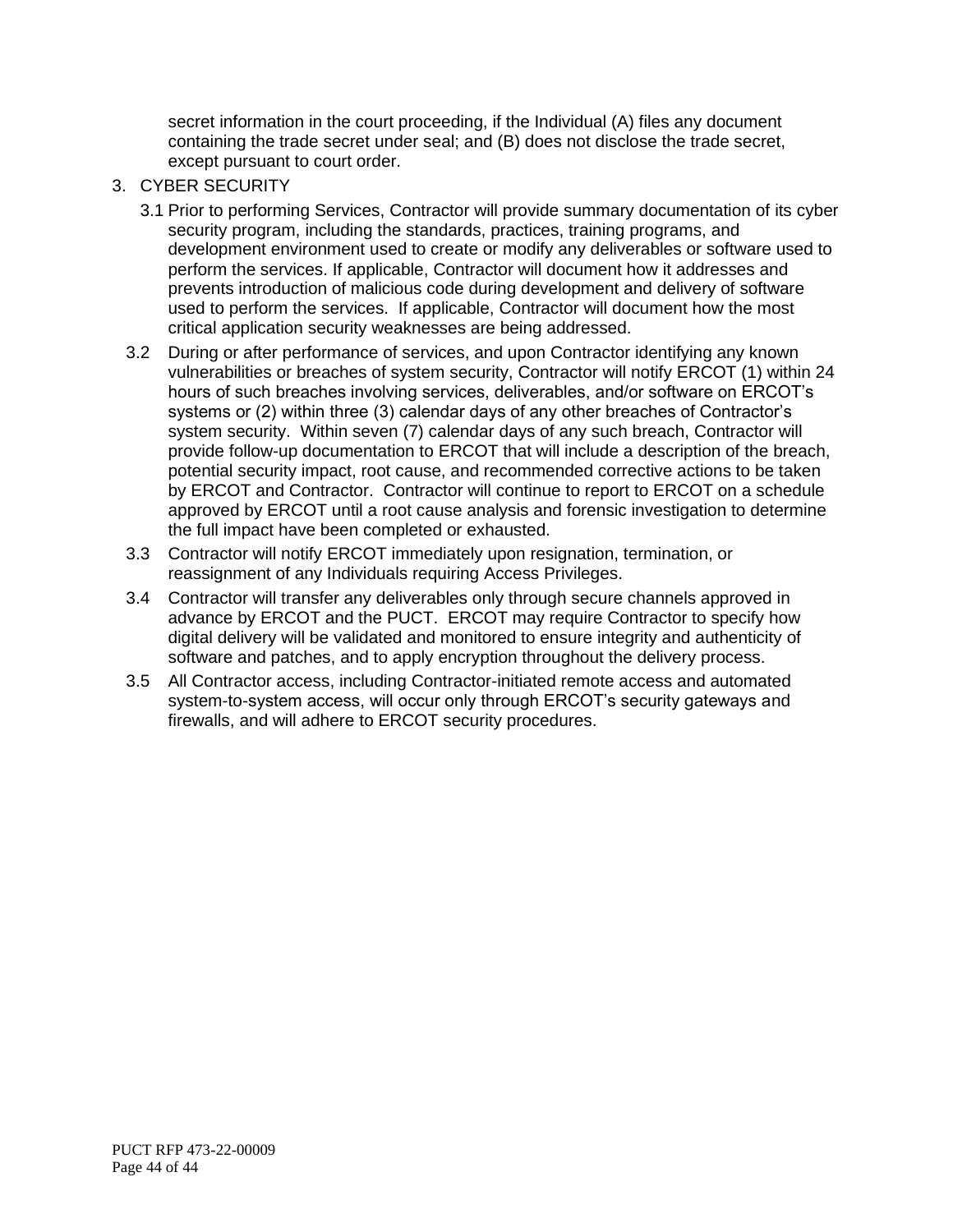secret information in the court proceeding, if the Individual (A) files any document containing the trade secret under seal; and (B) does not disclose the trade secret, except pursuant to court order.

3. CYBER SECURITY

3.1 Prior to performing Services, Contractor will provide summary documentation of its cyber security program, including the standards, practices, training programs, and development environment used to create or modify any deliverables or software used to perform the services. If applicable, Contractor will document how it addresses and prevents introduction of malicious code during development and delivery of software used to perform the services. If applicable, Contractor will document how the most critical application security weaknesses are being addressed.

3.2 During or after performance of services, and upon Contractor identifying any known vulnerabilities or breaches of system security, Contractor will notify ERCOT (1) within 24 hours of such breaches involving services, deliverables, and/or software on ERCOT's systems or (2) within three (3) calendar days of any other breaches of Contractor's system security. Within seven (7) calendar days of any such breach, Contractor will provide follow-up documentation to ERCOT that will include a description of the breach, potential security impact, root cause, and recommended corrective actions to be taken by ERCOT and Contractor. Contractor will continue to report to ERCOT on a schedule approved by ERCOT until a root cause analysis and forensic investigation to determine the full impact have been completed or exhausted.

3.3 Contractor will notify ERCOT immediately upon resignation, termination, or reassignment of any Individuals requiring Access Privileges.

3.4 Contractor will transfer any deliverables only through secure channels approved in advance by ERCOT and the PUCT. ERCOT may require Contractor to specify how digital delivery will be validated and monitored to ensure integrity and authenticity of software and patches, and to apply encryption throughout the delivery process.

3.5 All Contractor access, including Contractor-initiated remote access and automated system-to-system access, will occur only through ERCOT's security gateways and firewalls, and will adhere to ERCOT security procedures.